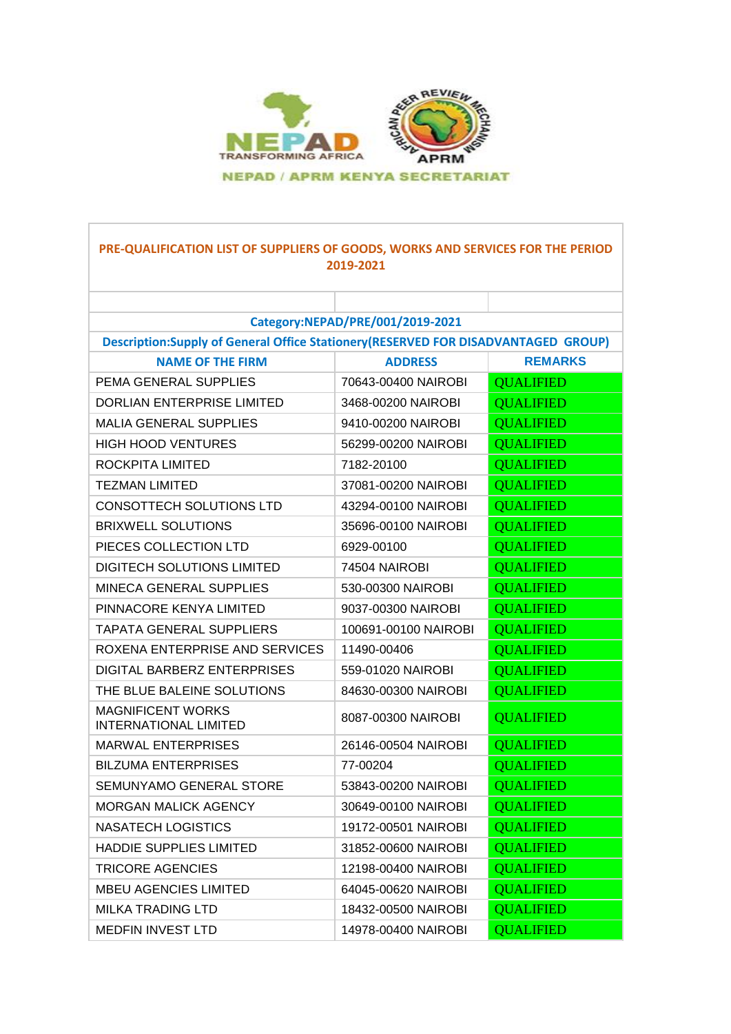NEPAD TRANSFORMING AFRICA

AFRICAN PEER REVIEW MECHANISM APRM

NEPAD / APRM KENYA SECRETARIAT

## PRE-QUALIFICATION LIST OF SUPPLIERS OF GOODS, WORKS AND SERVICES FOR THE PERIOD 2019-2021

**Category:NEPAD/PRE/001/2019-2021**

**Description:Supply of General Office Stationery(RESERVED FOR DISADVANTAGED GROUP)**

| NAME OF THE FIRM | ADDRESS | REMARKS |
|---|---|---|
| PEMA GENERAL SUPPLIES | 70643-00400 NAIROBI | QUALIFIED |
| DORLIAN ENTERPRISE LIMITED | 3468-00200 NAIROBI | QUALIFIED |
| MALIA GENERAL SUPPLIES | 9410-00200 NAIROBI | QUALIFIED |
| HIGH HOOD VENTURES | 56299-00200 NAIROBI | QUALIFIED |
| ROCKPITA LIMITED | 7182-20100 | QUALIFIED |
| TEZMAN LIMITED | 37081-00200 NAIROBI | QUALIFIED |
| CONSOTTECH SOLUTIONS LTD | 43294-00100 NAIROBI | QUALIFIED |
| BRIXWELL SOLUTIONS | 35696-00100 NAIROBI | QUALIFIED |
| PIECES COLLECTION LTD | 6929-00100 | QUALIFIED |
| DIGITECH SOLUTIONS LIMITED | 74504 NAIROBI | QUALIFIED |
| MINECA GENERAL SUPPLIES | 530-00300 NAIROBI | QUALIFIED |
| PINNACORE KENYA LIMITED | 9037-00300 NAIROBI | QUALIFIED |
| TAPATA GENERAL SUPPLIERS | 100691-00100 NAIROBI | QUALIFIED |
| ROXENA ENTERPRISE AND SERVICES | 11490-00406 | QUALIFIED |
| DIGITAL BARBERZ ENTERPRISES | 559-01020 NAIROBI | QUALIFIED |
| THE BLUE BALEINE SOLUTIONS | 84630-00300 NAIROBI | QUALIFIED |
| MAGNIFICENT WORKS INTERNATIONAL LIMITED | 8087-00300 NAIROBI | QUALIFIED |
| MARWAL ENTERPRISES | 26146-00504 NAIROBI | QUALIFIED |
| BILZUMA ENTERPRISES | 77-00204 | QUALIFIED |
| SEMUNYAMO GENERAL STORE | 53843-00200 NAIROBI | QUALIFIED |
| MORGAN MALICK AGENCY | 30649-00100 NAIROBI | QUALIFIED |
| NASATECH LOGISTICS | 19172-00501 NAIROBI | QUALIFIED |
| HADDIE SUPPLIES LIMITED | 31852-00600 NAIROBI | QUALIFIED |
| TRICORE AGENCIES | 12198-00400 NAIROBI | QUALIFIED |
| MBEU AGENCIES LIMITED | 64045-00620 NAIROBI | QUALIFIED |
| MILKA TRADING LTD | 18432-00500 NAIROBI | QUALIFIED |
| MEDFIN INVEST LTD | 14978-00400 NAIROBI | QUALIFIED |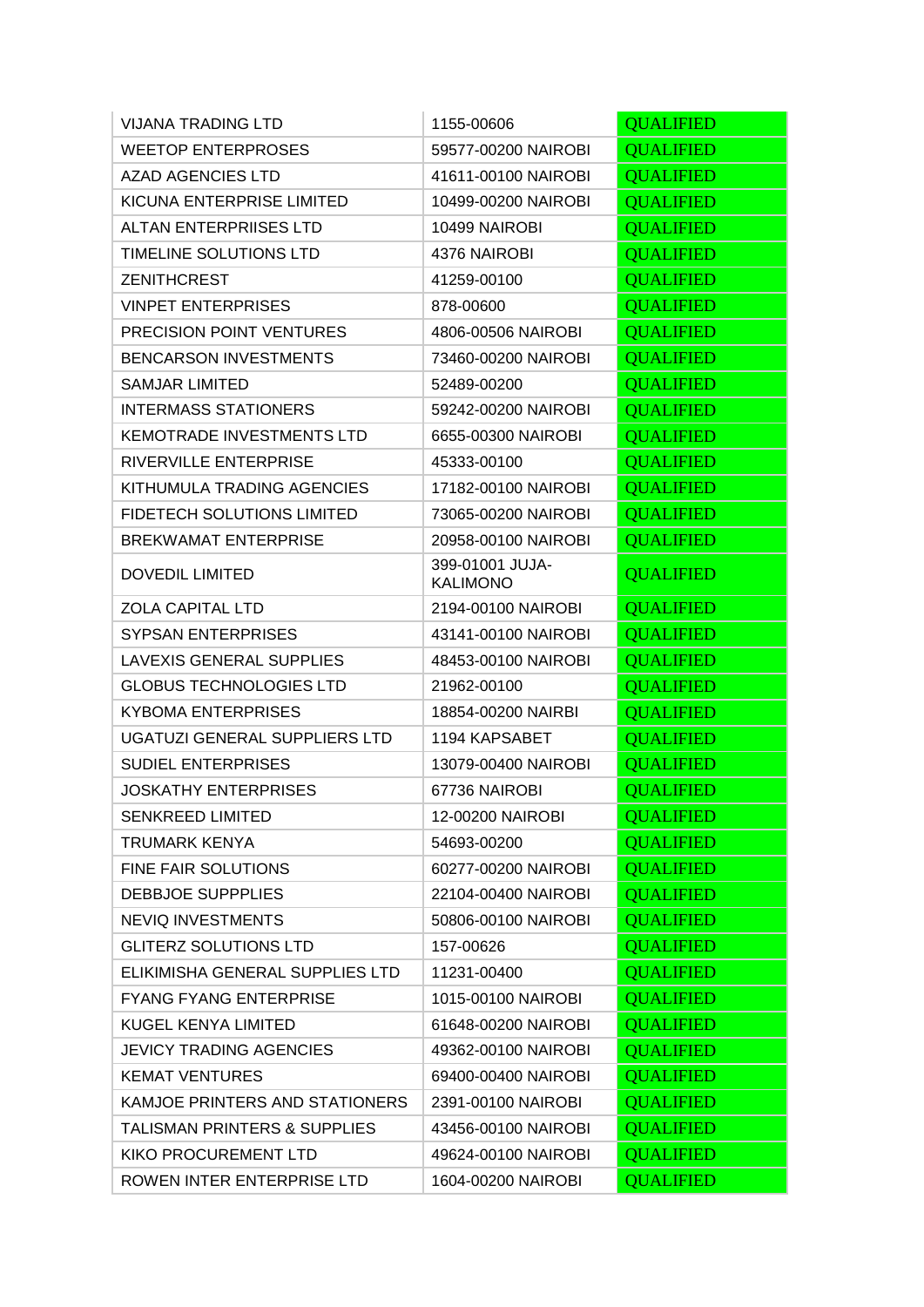| VIJANA TRADING LTD | 1155-00606 | QUALIFIED |
|---|---|---|
| WEETOP ENTERPROSES | 59577-00200 NAIROBI | QUALIFIED |
| AZAD AGENCIES LTD | 41611-00100 NAIROBI | QUALIFIED |
| KICUNA ENTERPRISE LIMITED | 10499-00200 NAIROBI | QUALIFIED |
| ALTAN ENTERPRIISES LTD | 10499 NAIROBI | QUALIFIED |
| TIMELINE SOLUTIONS LTD | 4376 NAIROBI | QUALIFIED |
| ZENITHCREST | 41259-00100 | QUALIFIED |
| VINPET ENTERPRISES | 878-00600 | QUALIFIED |
| PRECISION POINT VENTURES | 4806-00506 NAIROBI | QUALIFIED |
| BENCARSON INVESTMENTS | 73460-00200 NAIROBI | QUALIFIED |
| SAMJAR LIMITED | 52489-00200 | QUALIFIED |
| INTERMASS STATIONERS | 59242-00200 NAIROBI | QUALIFIED |
| KEMOTRADE INVESTMENTS LTD | 6655-00300 NAIROBI | QUALIFIED |
| RIVERVILLE ENTERPRISE | 45333-00100 | QUALIFIED |
| KITHUMULA TRADING AGENCIES | 17182-00100 NAIROBI | QUALIFIED |
| FIDETECH SOLUTIONS LIMITED | 73065-00200 NAIROBI | QUALIFIED |
| BREKWAMAT ENTERPRISE | 20958-00100 NAIROBI | QUALIFIED |
| DOVEDIL LIMITED | 399-01001 JUJA-KALIMONO | QUALIFIED |
| ZOLA CAPITAL LTD | 2194-00100 NAIROBI | QUALIFIED |
| SYPSAN ENTERPRISES | 43141-00100 NAIROBI | QUALIFIED |
| LAVEXIS GENERAL SUPPLIES | 48453-00100 NAIROBI | QUALIFIED |
| GLOBUS TECHNOLOGIES LTD | 21962-00100 | QUALIFIED |
| KYBOMA ENTERPRISES | 18854-00200 NAIRBI | QUALIFIED |
| UGATUZI GENERAL SUPPLIERS LTD | 1194 KAPSABET | QUALIFIED |
| SUDIEL ENTERPRISES | 13079-00400 NAIROBI | QUALIFIED |
| JOSKATHY ENTERPRISES | 67736 NAIROBI | QUALIFIED |
| SENKREED LIMITED | 12-00200 NAIROBI | QUALIFIED |
| TRUMARK KENYA | 54693-00200 | QUALIFIED |
| FINE FAIR SOLUTIONS | 60277-00200 NAIROBI | QUALIFIED |
| DEBBJOE SUPPPLIES | 22104-00400 NAIROBI | QUALIFIED |
| NEVIQ INVESTMENTS | 50806-00100 NAIROBI | QUALIFIED |
| GLITERZ SOLUTIONS LTD | 157-00626 | QUALIFIED |
| ELIKIMISHA GENERAL SUPPLIES LTD | 11231-00400 | QUALIFIED |
| FYANG FYANG ENTERPRISE | 1015-00100 NAIROBI | QUALIFIED |
| KUGEL KENYA LIMITED | 61648-00200 NAIROBI | QUALIFIED |
| JEVICY TRADING AGENCIES | 49362-00100 NAIROBI | QUALIFIED |
| KEMAT VENTURES | 69400-00400 NAIROBI | QUALIFIED |
| KAMJOE PRINTERS AND STATIONERS | 2391-00100 NAIROBI | QUALIFIED |
| TALISMAN PRINTERS & SUPPLIES | 43456-00100 NAIROBI | QUALIFIED |
| KIKO PROCUREMENT LTD | 49624-00100 NAIROBI | QUALIFIED |
| ROWEN INTER ENTERPRISE LTD | 1604-00200 NAIROBI | QUALIFIED |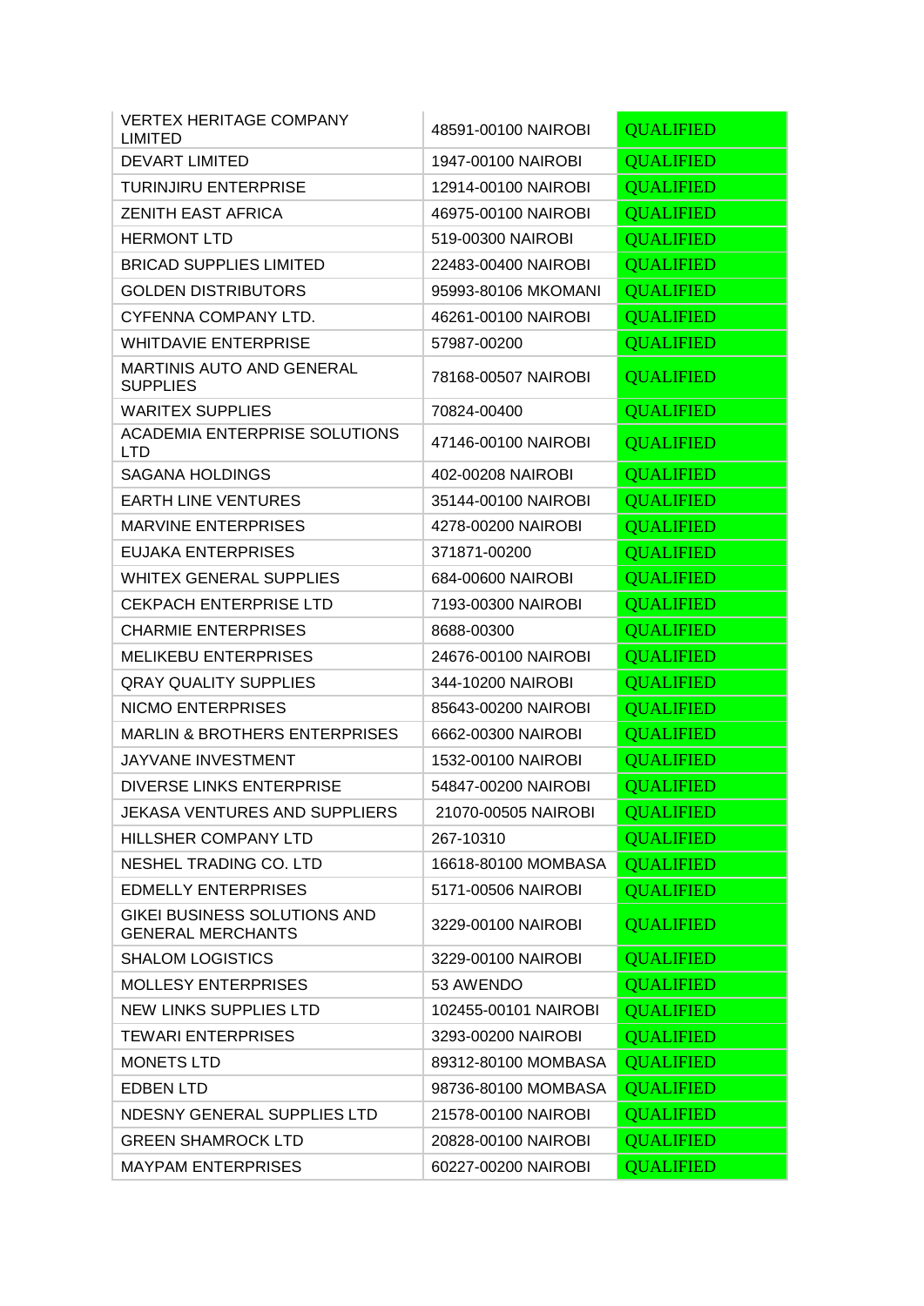| | | |
|---|---|---|
| VERTEX HERITAGE COMPANY LIMITED | 48591-00100 NAIROBI | QUALIFIED |
| DEVART LIMITED | 1947-00100 NAIROBI | QUALIFIED |
| TURINJIRU ENTERPRISE | 12914-00100 NAIROBI | QUALIFIED |
| ZENITH EAST AFRICA | 46975-00100 NAIROBI | QUALIFIED |
| HERMONT LTD | 519-00300 NAIROBI | QUALIFIED |
| BRICAD SUPPLIES LIMITED | 22483-00400 NAIROBI | QUALIFIED |
| GOLDEN DISTRIBUTORS | 95993-80106 MKOMANI | QUALIFIED |
| CYFENNA COMPANY LTD. | 46261-00100 NAIROBI | QUALIFIED |
| WHITDAVIE ENTERPRISE | 57987-00200 | QUALIFIED |
| MARTINIS AUTO AND GENERAL SUPPLIES | 78168-00507 NAIROBI | QUALIFIED |
| WARITEX SUPPLIES | 70824-00400 | QUALIFIED |
| ACADEMIA ENTERPRISE SOLUTIONS LTD | 47146-00100 NAIROBI | QUALIFIED |
| SAGANA HOLDINGS | 402-00208 NAIROBI | QUALIFIED |
| EARTH LINE VENTURES | 35144-00100 NAIROBI | QUALIFIED |
| MARVINE ENTERPRISES | 4278-00200 NAIROBI | QUALIFIED |
| EUJAKA ENTERPRISES | 371871-00200 | QUALIFIED |
| WHITEX GENERAL SUPPLIES | 684-00600 NAIROBI | QUALIFIED |
| CEKPACH ENTERPRISE LTD | 7193-00300 NAIROBI | QUALIFIED |
| CHARMIE ENTERPRISES | 8688-00300 | QUALIFIED |
| MELIKEBU ENTERPRISES | 24676-00100 NAIROBI | QUALIFIED |
| QRAY QUALITY SUPPLIES | 344-10200 NAIROBI | QUALIFIED |
| NICMO ENTERPRISES | 85643-00200 NAIROBI | QUALIFIED |
| MARLIN & BROTHERS ENTERPRISES | 6662-00300 NAIROBI | QUALIFIED |
| JAYVANE INVESTMENT | 1532-00100 NAIROBI | QUALIFIED |
| DIVERSE LINKS ENTERPRISE | 54847-00200 NAIROBI | QUALIFIED |
| JEKASA VENTURES AND SUPPLIERS | 21070-00505 NAIROBI | QUALIFIED |
| HILLSHER COMPANY LTD | 267-10310 | QUALIFIED |
| NESHEL TRADING CO. LTD | 16618-80100 MOMBASA | QUALIFIED |
| EDMELLY ENTERPRISES | 5171-00506 NAIROBI | QUALIFIED |
| GIKEI BUSINESS SOLUTIONS AND GENERAL MERCHANTS | 3229-00100 NAIROBI | QUALIFIED |
| SHALOM LOGISTICS | 3229-00100 NAIROBI | QUALIFIED |
| MOLLESY ENTERPRISES | 53 AWENDO | QUALIFIED |
| NEW LINKS SUPPLIES LTD | 102455-00101 NAIROBI | QUALIFIED |
| TEWARI ENTERPRISES | 3293-00200 NAIROBI | QUALIFIED |
| MONETS LTD | 89312-80100 MOMBASA | QUALIFIED |
| EDBEN LTD | 98736-80100 MOMBASA | QUALIFIED |
| NDESNY GENERAL SUPPLIES LTD | 21578-00100 NAIROBI | QUALIFIED |
| GREEN SHAMROCK LTD | 20828-00100 NAIROBI | QUALIFIED |
| MAYPAM ENTERPRISES | 60227-00200 NAIROBI | QUALIFIED |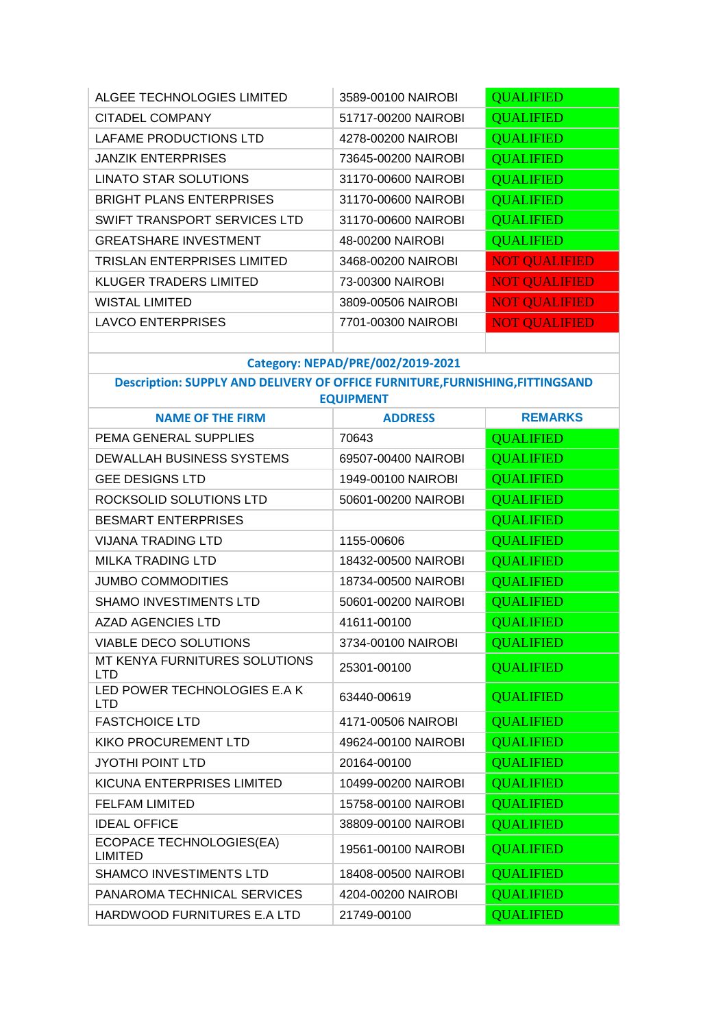| | | |
|---|---|---|
| ALGEE TECHNOLOGIES LIMITED | 3589-00100 NAIROBI | QUALIFIED |
| CITADEL COMPANY | 51717-00200 NAIROBI | QUALIFIED |
| LAFAME PRODUCTIONS LTD | 4278-00200 NAIROBI | QUALIFIED |
| JANZIK ENTERPRISES | 73645-00200 NAIROBI | QUALIFIED |
| LINATO STAR SOLUTIONS | 31170-00600 NAIROBI | QUALIFIED |
| BRIGHT PLANS ENTERPRISES | 31170-00600 NAIROBI | QUALIFIED |
| SWIFT TRANSPORT SERVICES LTD | 31170-00600 NAIROBI | QUALIFIED |
| GREATSHARE INVESTMENT | 48-00200 NAIROBI | QUALIFIED |
| TRISLAN ENTERPRISES LIMITED | 3468-00200 NAIROBI | NOT QUALIFIED |
| KLUGER TRADERS LIMITED | 73-00300 NAIROBI | NOT QUALIFIED |
| WISTAL LIMITED | 3809-00506 NAIROBI | NOT QUALIFIED |
| LAVCO ENTERPRISES | 7701-00300 NAIROBI | NOT QUALIFIED |

**Category: NEPAD/PRE/002/2019-2021**

**Description: SUPPLY AND DELIVERY OF OFFICE FURNITURE,FURNISHING,FITTINGSAND EQUIPMENT**

| NAME OF THE FIRM | ADDRESS | REMARKS |
|---|---|---|
| PEMA GENERAL SUPPLIES | 70643 | QUALIFIED |
| DEWALLAH BUSINESS SYSTEMS | 69507-00400 NAIROBI | QUALIFIED |
| GEE DESIGNS LTD | 1949-00100 NAIROBI | QUALIFIED |
| ROCKSOLID SOLUTIONS LTD | 50601-00200 NAIROBI | QUALIFIED |
| BESMART ENTERPRISES | | QUALIFIED |
| VIJANA TRADING LTD | 1155-00606 | QUALIFIED |
| MILKA TRADING LTD | 18432-00500 NAIROBI | QUALIFIED |
| JUMBO COMMODITIES | 18734-00500 NAIROBI | QUALIFIED |
| SHAMO INVESTIMENTS LTD | 50601-00200 NAIROBI | QUALIFIED |
| AZAD AGENCIES LTD | 41611-00100 | QUALIFIED |
| VIABLE DECO SOLUTIONS | 3734-00100 NAIROBI | QUALIFIED |
| MT KENYA FURNITURES SOLUTIONS LTD | 25301-00100 | QUALIFIED |
| LED POWER TECHNOLOGIES E.A K LTD | 63440-00619 | QUALIFIED |
| FASTCHOICE LTD | 4171-00506 NAIROBI | QUALIFIED |
| KIKO PROCUREMENT LTD | 49624-00100 NAIROBI | QUALIFIED |
| JYOTHI POINT LTD | 20164-00100 | QUALIFIED |
| KICUNA ENTERPRISES LIMITED | 10499-00200 NAIROBI | QUALIFIED |
| FELFAM LIMITED | 15758-00100 NAIROBI | QUALIFIED |
| IDEAL OFFICE | 38809-00100 NAIROBI | QUALIFIED |
| ECOPACE TECHNOLOGIES(EA) LIMITED | 19561-00100 NAIROBI | QUALIFIED |
| SHAMCO INVESTMENTS LTD | 18408-00500 NAIROBI | QUALIFIED |
| PANAROMA TECHNICAL SERVICES | 4204-00200 NAIROBI | QUALIFIED |
| HARDWOOD FURNITURES E.A LTD | 21749-00100 | QUALIFIED |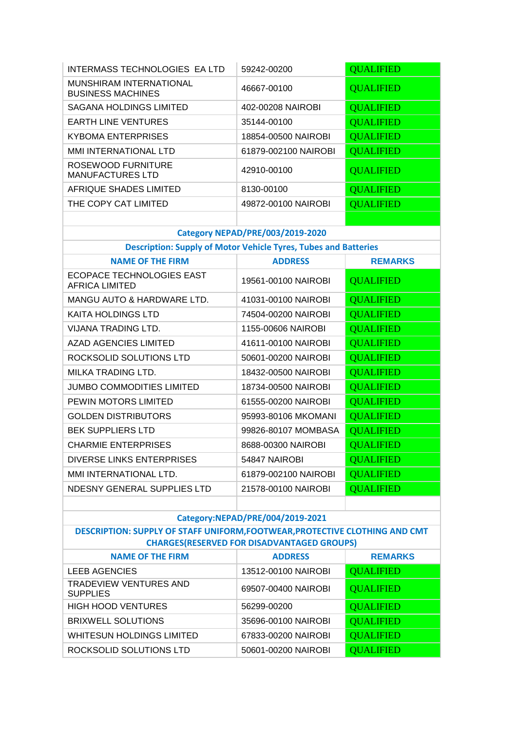| | | |
|---|---|---|
| INTERMASS TECHNOLOGIES EA LTD | 59242-00200 | QUALIFIED |
| MUNSHIRAM INTERNATIONAL BUSINESS MACHINES | 46667-00100 | QUALIFIED |
| SAGANA HOLDINGS LIMITED | 402-00208 NAIROBI | QUALIFIED |
| EARTH LINE VENTURES | 35144-00100 | QUALIFIED |
| KYBOMA ENTERPRISES | 18854-00500 NAIROBI | QUALIFIED |
| MMI INTERNATIONAL LTD | 61879-002100 NAIROBI | QUALIFIED |
| ROSEWOOD FURNITURE MANUFACTURES LTD | 42910-00100 | QUALIFIED |
| AFRIQUE SHADES LIMITED | 8130-00100 | QUALIFIED |
| THE COPY CAT LIMITED | 49872-00100 NAIROBI | QUALIFIED |

**Category NEPAD/PRE/003/2019-2020**

**Description: Supply of Motor Vehicle Tyres, Tubes and Batteries**

| NAME OF THE FIRM | ADDRESS | REMARKS |
|---|---|---|
| ECOPACE TECHNOLOGIES EAST AFRICA LIMITED | 19561-00100 NAIROBI | QUALIFIED |
| MANGU AUTO & HARDWARE LTD. | 41031-00100 NAIROBI | QUALIFIED |
| KAITA HOLDINGS LTD | 74504-00200 NAIROBI | QUALIFIED |
| VIJANA TRADING LTD. | 1155-00606 NAIROBI | QUALIFIED |
| AZAD AGENCIES LIMITED | 41611-00100 NAIROBI | QUALIFIED |
| ROCKSOLID SOLUTIONS LTD | 50601-00200 NAIROBI | QUALIFIED |
| MILKA TRADING LTD. | 18432-00500 NAIROBI | QUALIFIED |
| JUMBO COMMODITIES LIMITED | 18734-00500 NAIROBI | QUALIFIED |
| PEWIN MOTORS LIMITED | 61555-00200 NAIROBI | QUALIFIED |
| GOLDEN DISTRIBUTORS | 95993-80106 MKOMANI | QUALIFIED |
| BEK SUPPLIERS LTD | 99826-80107 MOMBASA | QUALIFIED |
| CHARMIE ENTERPRISES | 8688-00300 NAIROBI | QUALIFIED |
| DIVERSE LINKS ENTERPRISES | 54847 NAIROBI | QUALIFIED |
| MMI INTERNATIONAL LTD. | 61879-002100 NAIROBI | QUALIFIED |
| NDESNY GENERAL SUPPLIES LTD | 21578-00100 NAIROBI | QUALIFIED |

**Category:NEPAD/PRE/004/2019-2021**

**DESCRIPTION: SUPPLY OF STAFF UNIFORM,FOOTWEAR,PROTECTIVE CLOTHING AND CMT CHARGES(RESERVED FOR DISADVANTAGED GROUPS)**

| NAME OF THE FIRM | ADDRESS | REMARKS |
|---|---|---|
| LEEB AGENCIES | 13512-00100 NAIROBI | QUALIFIED |
| TRADEVIEW VENTURES AND SUPPLIES | 69507-00400 NAIROBI | QUALIFIED |
| HIGH HOOD VENTURES | 56299-00200 | QUALIFIED |
| BRIXWELL SOLUTIONS | 35696-00100 NAIROBI | QUALIFIED |
| WHITESUN HOLDINGS LIMITED | 67833-00200 NAIROBI | QUALIFIED |
| ROCKSOLID SOLUTIONS LTD | 50601-00200 NAIROBI | QUALIFIED |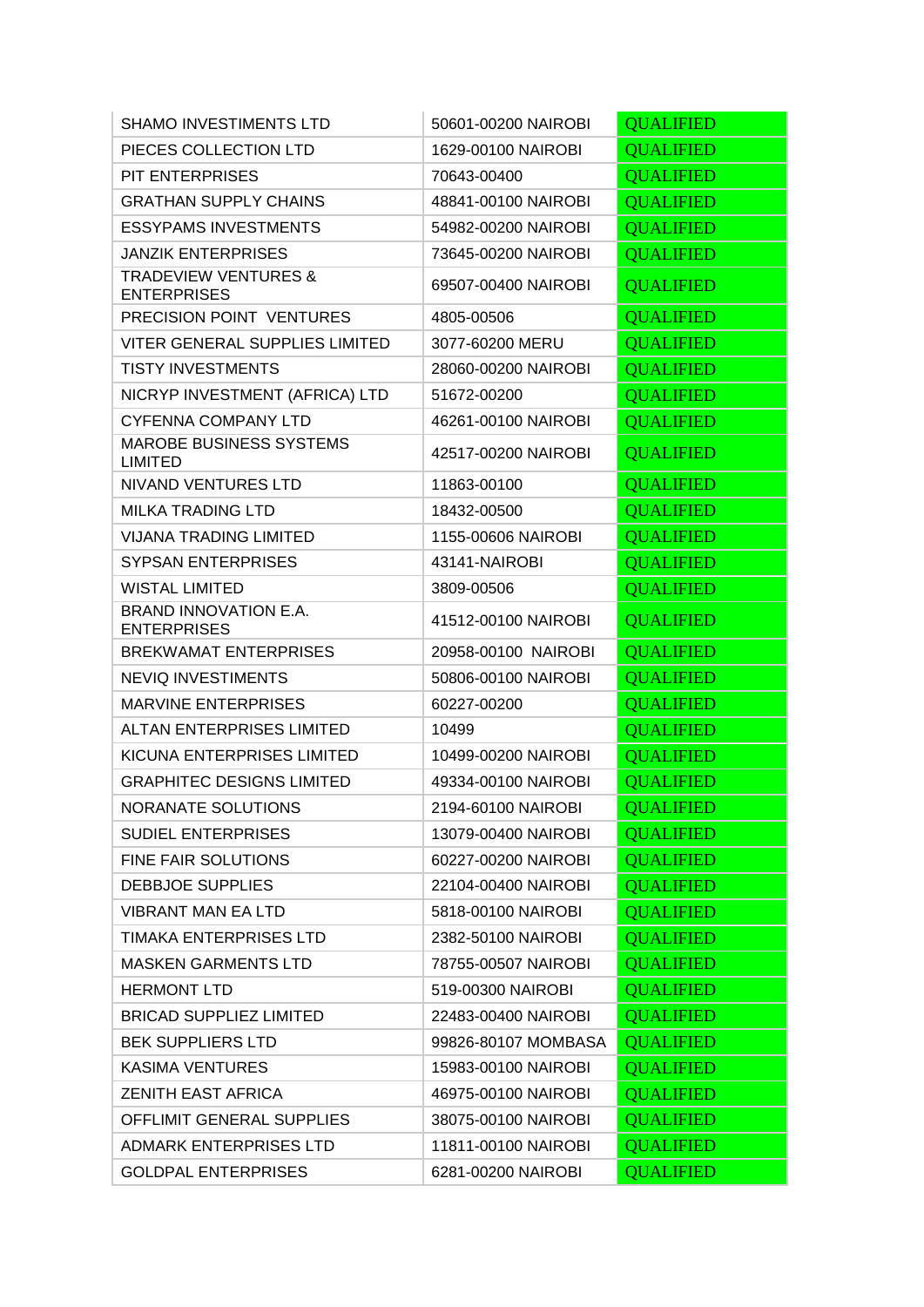| | | |
|---|---|---|
| SHAMO INVESTIMENTS LTD | 50601-00200 NAIROBI | QUALIFIED |
| PIECES COLLECTION LTD | 1629-00100 NAIROBI | QUALIFIED |
| PIT ENTERPRISES | 70643-00400 | QUALIFIED |
| GRATHAN SUPPLY CHAINS | 48841-00100 NAIROBI | QUALIFIED |
| ESSYPAMS INVESTMENTS | 54982-00200 NAIROBI | QUALIFIED |
| JANZIK ENTERPRISES | 73645-00200 NAIROBI | QUALIFIED |
| TRADEVIEW VENTURES & ENTERPRISES | 69507-00400 NAIROBI | QUALIFIED |
| PRECISION POINT VENTURES | 4805-00506 | QUALIFIED |
| VITER GENERAL SUPPLIES LIMITED | 3077-60200 MERU | QUALIFIED |
| TISTY INVESTMENTS | 28060-00200 NAIROBI | QUALIFIED |
| NICRYP INVESTMENT (AFRICA) LTD | 51672-00200 | QUALIFIED |
| CYFENNA COMPANY LTD | 46261-00100 NAIROBI | QUALIFIED |
| MAROBE BUSINESS SYSTEMS LIMITED | 42517-00200 NAIROBI | QUALIFIED |
| NIVAND VENTURES LTD | 11863-00100 | QUALIFIED |
| MILKA TRADING LTD | 18432-00500 | QUALIFIED |
| VIJANA TRADING LIMITED | 1155-00606 NAIROBI | QUALIFIED |
| SYPSAN ENTERPRISES | 43141-NAIROBI | QUALIFIED |
| WISTAL LIMITED | 3809-00506 | QUALIFIED |
| BRAND INNOVATION E.A. ENTERPRISES | 41512-00100 NAIROBI | QUALIFIED |
| BREKWAMAT ENTERPRISES | 20958-00100 NAIROBI | QUALIFIED |
| NEVIQ INVESTIMENTS | 50806-00100 NAIROBI | QUALIFIED |
| MARVINE ENTERPRISES | 60227-00200 | QUALIFIED |
| ALTAN ENTERPRISES LIMITED | 10499 | QUALIFIED |
| KICUNA ENTERPRISES LIMITED | 10499-00200 NAIROBI | QUALIFIED |
| GRAPHITEC DESIGNS LIMITED | 49334-00100 NAIROBI | QUALIFIED |
| NORANATE SOLUTIONS | 2194-60100 NAIROBI | QUALIFIED |
| SUDIEL ENTERPRISES | 13079-00400 NAIROBI | QUALIFIED |
| FINE FAIR SOLUTIONS | 60227-00200 NAIROBI | QUALIFIED |
| DEBBJOE SUPPLIES | 22104-00400 NAIROBI | QUALIFIED |
| VIBRANT MAN EA LTD | 5818-00100 NAIROBI | QUALIFIED |
| TIMAKA ENTERPRISES LTD | 2382-50100 NAIROBI | QUALIFIED |
| MASKEN GARMENTS LTD | 78755-00507 NAIROBI | QUALIFIED |
| HERMONT LTD | 519-00300 NAIROBI | QUALIFIED |
| BRICAD SUPPLIEZ LIMITED | 22483-00400 NAIROBI | QUALIFIED |
| BEK SUPPLIERS LTD | 99826-80107 MOMBASA | QUALIFIED |
| KASIMA VENTURES | 15983-00100 NAIROBI | QUALIFIED |
| ZENITH EAST AFRICA | 46975-00100 NAIROBI | QUALIFIED |
| OFFLIMIT GENERAL SUPPLIES | 38075-00100 NAIROBI | QUALIFIED |
| ADMARK ENTERPRISES LTD | 11811-00100 NAIROBI | QUALIFIED |
| GOLDPAL ENTERPRISES | 6281-00200 NAIROBI | QUALIFIED |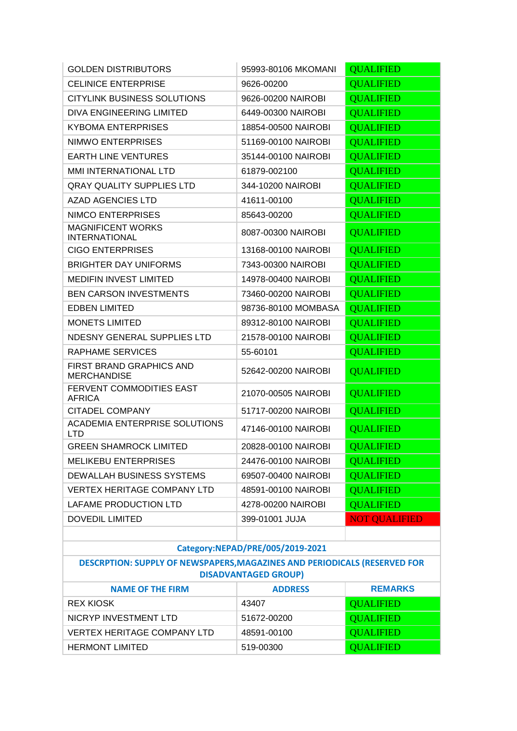| GOLDEN DISTRIBUTORS | 95993-80106 MKOMANI | QUALIFIED |
|---|---|---|
| CELINICE ENTERPRISE | 9626-00200 | QUALIFIED |
| CITYLINK BUSINESS SOLUTIONS | 9626-00200 NAIROBI | QUALIFIED |
| DIVA ENGINEERING LIMITED | 6449-00300 NAIROBI | QUALIFIED |
| KYBOMA ENTERPRISES | 18854-00500 NAIROBI | QUALIFIED |
| NIMWO ENTERPRISES | 51169-00100 NAIROBI | QUALIFIED |
| EARTH LINE VENTURES | 35144-00100 NAIROBI | QUALIFIED |
| MMI INTERNATIONAL LTD | 61879-002100 | QUALIFIED |
| QRAY QUALITY SUPPLIES LTD | 344-10200 NAIROBI | QUALIFIED |
| AZAD AGENCIES LTD | 41611-00100 | QUALIFIED |
| NIMCO ENTERPRISES | 85643-00200 | QUALIFIED |
| MAGNIFICENT WORKS INTERNATIONAL | 8087-00300 NAIROBI | QUALIFIED |
| CIGO ENTERPRISES | 13168-00100 NAIROBI | QUALIFIED |
| BRIGHTER DAY UNIFORMS | 7343-00300 NAIROBI | QUALIFIED |
| MEDIFIN INVEST LIMITED | 14978-00400 NAIROBI | QUALIFIED |
| BEN CARSON INVESTMENTS | 73460-00200 NAIROBI | QUALIFIED |
| EDBEN LIMITED | 98736-80100 MOMBASA | QUALIFIED |
| MONETS LIMITED | 89312-80100 NAIROBI | QUALIFIED |
| NDESNY GENERAL SUPPLIES LTD | 21578-00100 NAIROBI | QUALIFIED |
| RAPHAME SERVICES | 55-60101 | QUALIFIED |
| FIRST BRAND GRAPHICS AND MERCHANDISE | 52642-00200 NAIROBI | QUALIFIED |
| FERVENT COMMODITIES EAST AFRICA | 21070-00505 NAIROBI | QUALIFIED |
| CITADEL COMPANY | 51717-00200 NAIROBI | QUALIFIED |
| ACADEMIA ENTERPRISE SOLUTIONS LTD | 47146-00100 NAIROBI | QUALIFIED |
| GREEN SHAMROCK LIMITED | 20828-00100 NAIROBI | QUALIFIED |
| MELIKEBU ENTERPRISES | 24476-00100 NAIROBI | QUALIFIED |
| DEWALLAH BUSINESS SYSTEMS | 69507-00400 NAIROBI | QUALIFIED |
| VERTEX HERITAGE COMPANY LTD | 48591-00100 NAIROBI | QUALIFIED |
| LAFAME PRODUCTION LTD | 4278-00200 NAIROBI | QUALIFIED |
| DOVEDIL LIMITED | 399-01001 JUJA | NOT QUALIFIED |

**Category:NEPAD/PRE/005/2019-2021**

**DESCRPTION: SUPPLY OF NEWSPAPERS,MAGAZINES AND PERIODICALS (RESERVED FOR DISADVANTAGED GROUP)**

| NAME OF THE FIRM | ADDRESS | REMARKS |
|---|---|---|
| REX KIOSK | 43407 | QUALIFIED |
| NICRYP INVESTMENT LTD | 51672-00200 | QUALIFIED |
| VERTEX HERITAGE COMPANY LTD | 48591-00100 | QUALIFIED |
| HERMONT LIMITED | 519-00300 | QUALIFIED |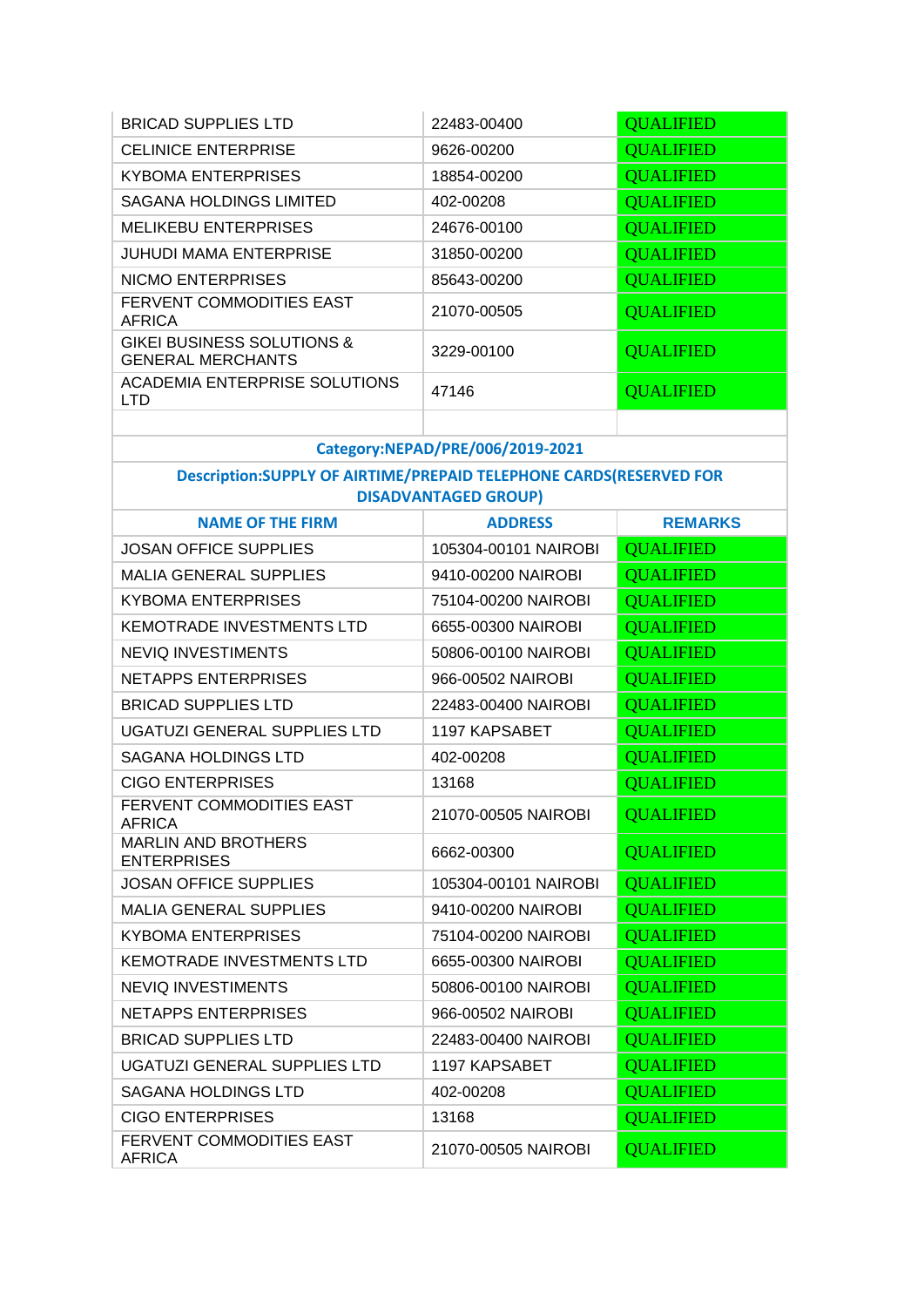| | | |
|---|---|---|
| BRICAD SUPPLIES LTD | 22483-00400 | QUALIFIED |
| CELINICE ENTERPRISE | 9626-00200 | QUALIFIED |
| KYBOMA ENTERPRISES | 18854-00200 | QUALIFIED |
| SAGANA HOLDINGS LIMITED | 402-00208 | QUALIFIED |
| MELIKEBU ENTERPRISES | 24676-00100 | QUALIFIED |
| JUHUDI MAMA ENTERPRISE | 31850-00200 | QUALIFIED |
| NICMO ENTERPRISES | 85643-00200 | QUALIFIED |
| FERVENT COMMODITIES EAST AFRICA | 21070-00505 | QUALIFIED |
| GIKEI BUSINESS SOLUTIONS & GENERAL MERCHANTS | 3229-00100 | QUALIFIED |
| ACADEMIA ENTERPRISE SOLUTIONS LTD | 47146 | QUALIFIED |
| | | |

**Category:NEPAD/PRE/006/2019-2021**

**Description:SUPPLY OF AIRTIME/PREPAID TELEPHONE CARDS(RESERVED FOR DISADVANTAGED GROUP)**

| NAME OF THE FIRM | ADDRESS | REMARKS |
|---|---|---|
| JOSAN OFFICE SUPPLIES | 105304-00101 NAIROBI | QUALIFIED |
| MALIA GENERAL SUPPLIES | 9410-00200 NAIROBI | QUALIFIED |
| KYBOMA ENTERPRISES | 75104-00200 NAIROBI | QUALIFIED |
| KEMOTRADE INVESTMENTS LTD | 6655-00300 NAIROBI | QUALIFIED |
| NEVIQ INVESTIMENTS | 50806-00100 NAIROBI | QUALIFIED |
| NETAPPS ENTERPRISES | 966-00502 NAIROBI | QUALIFIED |
| BRICAD SUPPLIES LTD | 22483-00400 NAIROBI | QUALIFIED |
| UGATUZI GENERAL SUPPLIES LTD | 1197 KAPSABET | QUALIFIED |
| SAGANA HOLDINGS LTD | 402-00208 | QUALIFIED |
| CIGO ENTERPRISES | 13168 | QUALIFIED |
| FERVENT COMMODITIES EAST AFRICA | 21070-00505 NAIROBI | QUALIFIED |
| MARLIN AND BROTHERS ENTERPRISES | 6662-00300 | QUALIFIED |
| JOSAN OFFICE SUPPLIES | 105304-00101 NAIROBI | QUALIFIED |
| MALIA GENERAL SUPPLIES | 9410-00200 NAIROBI | QUALIFIED |
| KYBOMA ENTERPRISES | 75104-00200 NAIROBI | QUALIFIED |
| KEMOTRADE INVESTMENTS LTD | 6655-00300 NAIROBI | QUALIFIED |
| NEVIQ INVESTIMENTS | 50806-00100 NAIROBI | QUALIFIED |
| NETAPPS ENTERPRISES | 966-00502 NAIROBI | QUALIFIED |
| BRICAD SUPPLIES LTD | 22483-00400 NAIROBI | QUALIFIED |
| UGATUZI GENERAL SUPPLIES LTD | 1197 KAPSABET | QUALIFIED |
| SAGANA HOLDINGS LTD | 402-00208 | QUALIFIED |
| CIGO ENTERPRISES | 13168 | QUALIFIED |
| FERVENT COMMODITIES EAST AFRICA | 21070-00505 NAIROBI | QUALIFIED |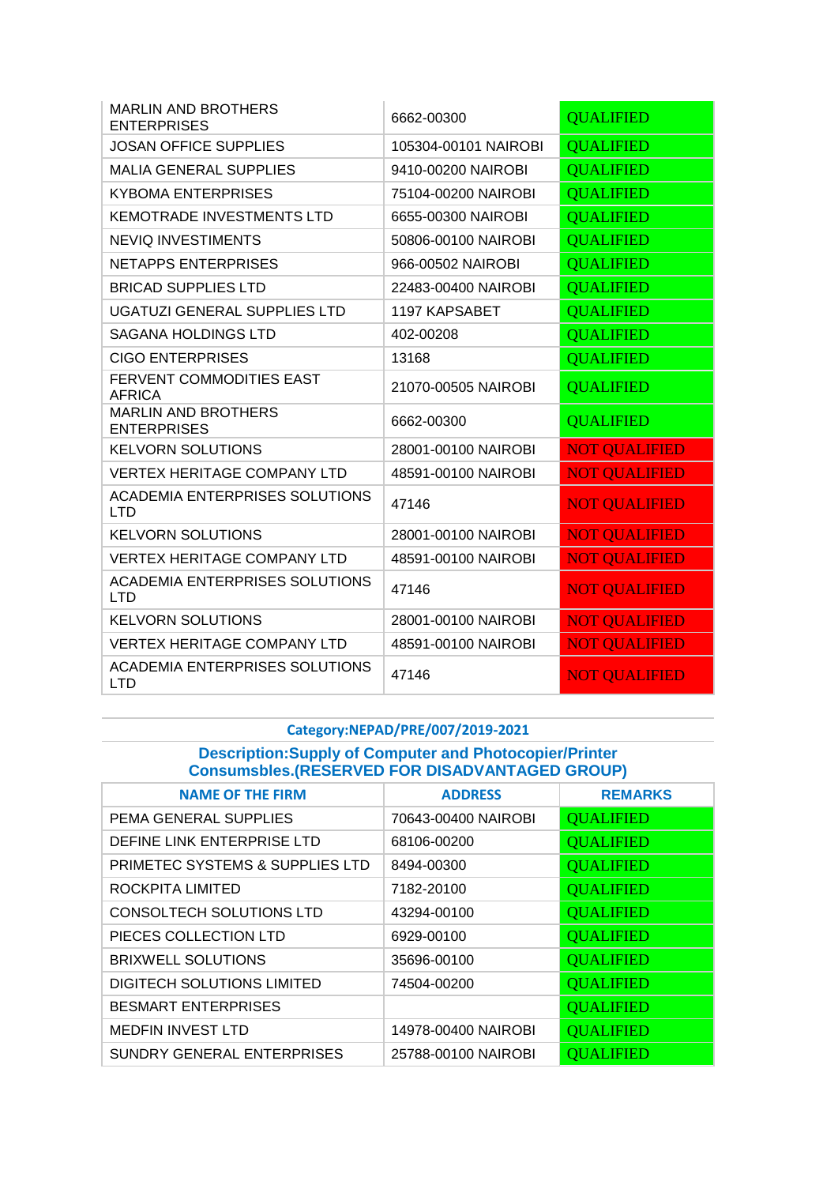| | | |
|---|---|---|
| MARLIN AND BROTHERS ENTERPRISES | 6662-00300 | QUALIFIED |
| JOSAN OFFICE SUPPLIES | 105304-00101 NAIROBI | QUALIFIED |
| MALIA GENERAL SUPPLIES | 9410-00200 NAIROBI | QUALIFIED |
| KYBOMA ENTERPRISES | 75104-00200 NAIROBI | QUALIFIED |
| KEMOTRADE INVESTMENTS LTD | 6655-00300 NAIROBI | QUALIFIED |
| NEVIQ INVESTIMENTS | 50806-00100 NAIROBI | QUALIFIED |
| NETAPPS ENTERPRISES | 966-00502 NAIROBI | QUALIFIED |
| BRICAD SUPPLIES LTD | 22483-00400 NAIROBI | QUALIFIED |
| UGATUZI GENERAL SUPPLIES LTD | 1197 KAPSABET | QUALIFIED |
| SAGANA HOLDINGS LTD | 402-00208 | QUALIFIED |
| CIGO ENTERPRISES | 13168 | QUALIFIED |
| FERVENT COMMODITIES EAST AFRICA | 21070-00505 NAIROBI | QUALIFIED |
| MARLIN AND BROTHERS ENTERPRISES | 6662-00300 | QUALIFIED |
| KELVORN SOLUTIONS | 28001-00100 NAIROBI | NOT QUALIFIED |
| VERTEX HERITAGE COMPANY LTD | 48591-00100 NAIROBI | NOT QUALIFIED |
| ACADEMIA ENTERPRISES SOLUTIONS LTD | 47146 | NOT QUALIFIED |
| KELVORN SOLUTIONS | 28001-00100 NAIROBI | NOT QUALIFIED |
| VERTEX HERITAGE COMPANY LTD | 48591-00100 NAIROBI | NOT QUALIFIED |
| ACADEMIA ENTERPRISES SOLUTIONS LTD | 47146 | NOT QUALIFIED |
| KELVORN SOLUTIONS | 28001-00100 NAIROBI | NOT QUALIFIED |
| VERTEX HERITAGE COMPANY LTD | 48591-00100 NAIROBI | NOT QUALIFIED |
| ACADEMIA ENTERPRISES SOLUTIONS LTD | 47146 | NOT QUALIFIED |

**Category:NEPAD/PRE/007/2019-2021**

**Description:Supply of Computer and Photocopier/Printer Consumsbles.(RESERVED FOR DISADVANTAGED GROUP)**

| NAME OF THE FIRM | ADDRESS | REMARKS |
|---|---|---|
| PEMA GENERAL SUPPLIES | 70643-00400 NAIROBI | QUALIFIED |
| DEFINE LINK ENTERPRISE LTD | 68106-00200 | QUALIFIED |
| PRIMETEC SYSTEMS & SUPPLIES LTD | 8494-00300 | QUALIFIED |
| ROCKPITA LIMITED | 7182-20100 | QUALIFIED |
| CONSOLTECH SOLUTIONS LTD | 43294-00100 | QUALIFIED |
| PIECES COLLECTION LTD | 6929-00100 | QUALIFIED |
| BRIXWELL SOLUTIONS | 35696-00100 | QUALIFIED |
| DIGITECH SOLUTIONS LIMITED | 74504-00200 | QUALIFIED |
| BESMART ENTERPRISES | | QUALIFIED |
| MEDFIN INVEST LTD | 14978-00400 NAIROBI | QUALIFIED |
| SUNDRY GENERAL ENTERPRISES | 25788-00100 NAIROBI | QUALIFIED |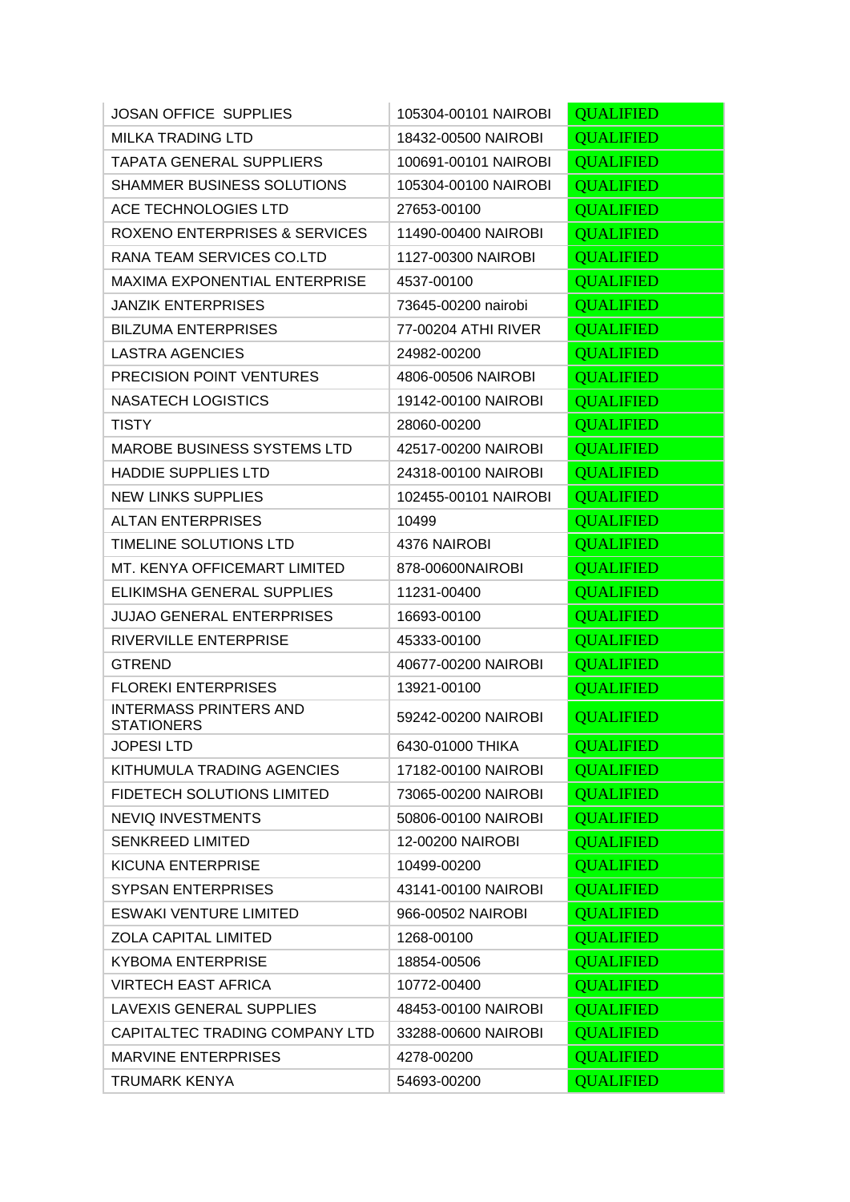| | | |
|---|---|---|
| JOSAN OFFICE SUPPLIES | 105304-00101 NAIROBI | QUALIFIED |
| MILKA TRADING LTD | 18432-00500 NAIROBI | QUALIFIED |
| TAPATA GENERAL SUPPLIERS | 100691-00101 NAIROBI | QUALIFIED |
| SHAMMER BUSINESS SOLUTIONS | 105304-00100 NAIROBI | QUALIFIED |
| ACE TECHNOLOGIES LTD | 27653-00100 | QUALIFIED |
| ROXENO ENTERPRISES & SERVICES | 11490-00400 NAIROBI | QUALIFIED |
| RANA TEAM SERVICES CO.LTD | 1127-00300 NAIROBI | QUALIFIED |
| MAXIMA EXPONENTIAL ENTERPRISE | 4537-00100 | QUALIFIED |
| JANZIK ENTERPRISES | 73645-00200 nairobi | QUALIFIED |
| BILZUMA ENTERPRISES | 77-00204 ATHI RIVER | QUALIFIED |
| LASTRA AGENCIES | 24982-00200 | QUALIFIED |
| PRECISION POINT VENTURES | 4806-00506 NAIROBI | QUALIFIED |
| NASATECH LOGISTICS | 19142-00100 NAIROBI | QUALIFIED |
| TISTY | 28060-00200 | QUALIFIED |
| MAROBE BUSINESS SYSTEMS LTD | 42517-00200 NAIROBI | QUALIFIED |
| HADDIE SUPPLIES LTD | 24318-00100 NAIROBI | QUALIFIED |
| NEW LINKS SUPPLIES | 102455-00101 NAIROBI | QUALIFIED |
| ALTAN ENTERPRISES | 10499 | QUALIFIED |
| TIMELINE SOLUTIONS LTD | 4376 NAIROBI | QUALIFIED |
| MT. KENYA OFFICEMART LIMITED | 878-00600NAIROBI | QUALIFIED |
| ELIKIMSHA GENERAL SUPPLIES | 11231-00400 | QUALIFIED |
| JUJAO GENERAL ENTERPRISES | 16693-00100 | QUALIFIED |
| RIVERVILLE ENTERPRISE | 45333-00100 | QUALIFIED |
| GTREND | 40677-00200 NAIROBI | QUALIFIED |
| FLOREKI ENTERPRISES | 13921-00100 | QUALIFIED |
| INTERMASS PRINTERS AND STATIONERS | 59242-00200 NAIROBI | QUALIFIED |
| JOPESI LTD | 6430-01000 THIKA | QUALIFIED |
| KITHUMULA TRADING AGENCIES | 17182-00100 NAIROBI | QUALIFIED |
| FIDETECH SOLUTIONS LIMITED | 73065-00200 NAIROBI | QUALIFIED |
| NEVIQ INVESTMENTS | 50806-00100 NAIROBI | QUALIFIED |
| SENKREED LIMITED | 12-00200 NAIROBI | QUALIFIED |
| KICUNA ENTERPRISE | 10499-00200 | QUALIFIED |
| SYPSAN ENTERPRISES | 43141-00100 NAIROBI | QUALIFIED |
| ESWAKI VENTURE LIMITED | 966-00502 NAIROBI | QUALIFIED |
| ZOLA CAPITAL LIMITED | 1268-00100 | QUALIFIED |
| KYBOMA ENTERPRISE | 18854-00506 | QUALIFIED |
| VIRTECH EAST AFRICA | 10772-00400 | QUALIFIED |
| LAVEXIS GENERAL SUPPLIES | 48453-00100 NAIROBI | QUALIFIED |
| CAPITALTEC TRADING COMPANY LTD | 33288-00600 NAIROBI | QUALIFIED |
| MARVINE ENTERPRISES | 4278-00200 | QUALIFIED |
| TRUMARK KENYA | 54693-00200 | QUALIFIED |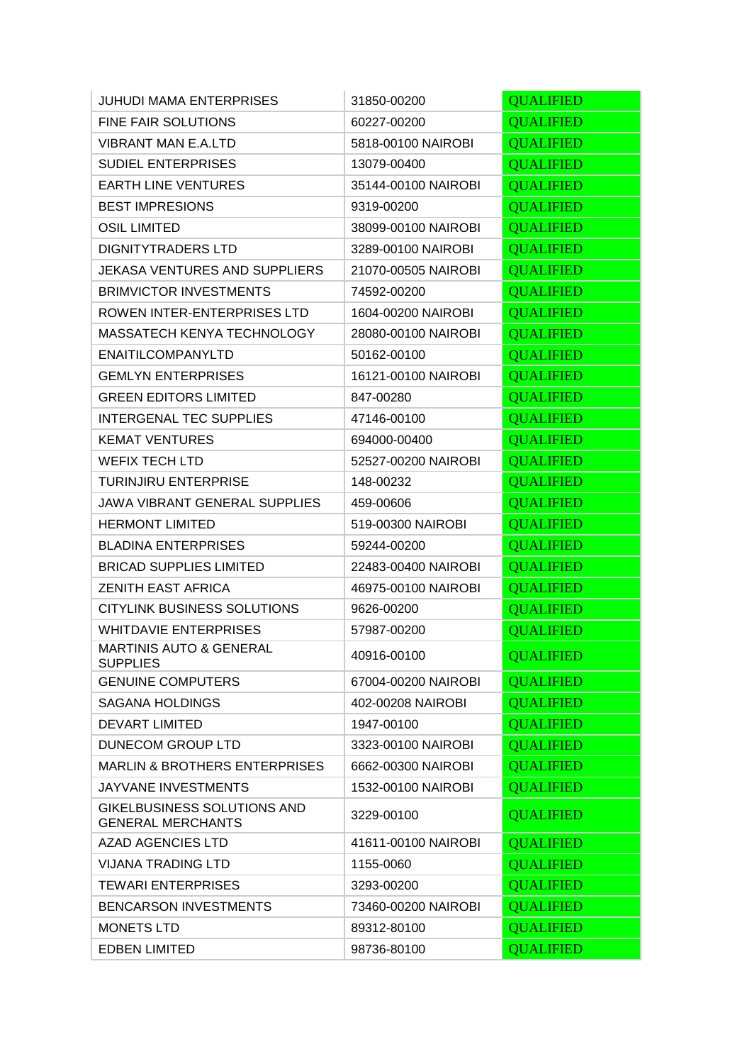| | | |
|---|---|---|
| JUHUDI MAMA ENTERPRISES | 31850-00200 | QUALIFIED |
| FINE FAIR SOLUTIONS | 60227-00200 | QUALIFIED |
| VIBRANT MAN E.A.LTD | 5818-00100 NAIROBI | QUALIFIED |
| SUDIEL ENTERPRISES | 13079-00400 | QUALIFIED |
| EARTH LINE VENTURES | 35144-00100 NAIROBI | QUALIFIED |
| BEST IMPRESIONS | 9319-00200 | QUALIFIED |
| OSIL LIMITED | 38099-00100 NAIROBI | QUALIFIED |
| DIGNITYTRADERS LTD | 3289-00100 NAIROBI | QUALIFIED |
| JEKASA VENTURES AND SUPPLIERS | 21070-00505 NAIROBI | QUALIFIED |
| BRIMVICTOR INVESTMENTS | 74592-00200 | QUALIFIED |
| ROWEN INTER-ENTERPRISES LTD | 1604-00200 NAIROBI | QUALIFIED |
| MASSATECH KENYA TECHNOLOGY | 28080-00100 NAIROBI | QUALIFIED |
| ENAITILCOMPANYLTD | 50162-00100 | QUALIFIED |
| GEMLYN ENTERPRISES | 16121-00100 NAIROBI | QUALIFIED |
| GREEN EDITORS LIMITED | 847-00280 | QUALIFIED |
| INTERGENAL TEC SUPPLIES | 47146-00100 | QUALIFIED |
| KEMAT VENTURES | 694000-00400 | QUALIFIED |
| WEFIX TECH LTD | 52527-00200 NAIROBI | QUALIFIED |
| TURINJIRU ENTERPRISE | 148-00232 | QUALIFIED |
| JAWA VIBRANT GENERAL SUPPLIES | 459-00606 | QUALIFIED |
| HERMONT LIMITED | 519-00300 NAIROBI | QUALIFIED |
| BLADINA ENTERPRISES | 59244-00200 | QUALIFIED |
| BRICAD SUPPLIES LIMITED | 22483-00400 NAIROBI | QUALIFIED |
| ZENITH EAST AFRICA | 46975-00100 NAIROBI | QUALIFIED |
| CITYLINK BUSINESS SOLUTIONS | 9626-00200 | QUALIFIED |
| WHITDAVIE ENTERPRISES | 57987-00200 | QUALIFIED |
| MARTINIS AUTO & GENERAL SUPPLIES | 40916-00100 | QUALIFIED |
| GENUINE COMPUTERS | 67004-00200 NAIROBI | QUALIFIED |
| SAGANA HOLDINGS | 402-00208 NAIROBI | QUALIFIED |
| DEVART LIMITED | 1947-00100 | QUALIFIED |
| DUNECOM GROUP LTD | 3323-00100 NAIROBI | QUALIFIED |
| MARLIN & BROTHERS ENTERPRISES | 6662-00300 NAIROBI | QUALIFIED |
| JAYVANE INVESTMENTS | 1532-00100 NAIROBI | QUALIFIED |
| GIKELBUSINESS SOLUTIONS AND GENERAL MERCHANTS | 3229-00100 | QUALIFIED |
| AZAD AGENCIES LTD | 41611-00100 NAIROBI | QUALIFIED |
| VIJANA TRADING LTD | 1155-0060 | QUALIFIED |
| TEWARI ENTERPRISES | 3293-00200 | QUALIFIED |
| BENCARSON INVESTMENTS | 73460-00200 NAIROBI | QUALIFIED |
| MONETS LTD | 89312-80100 | QUALIFIED |
| EDBEN LIMITED | 98736-80100 | QUALIFIED |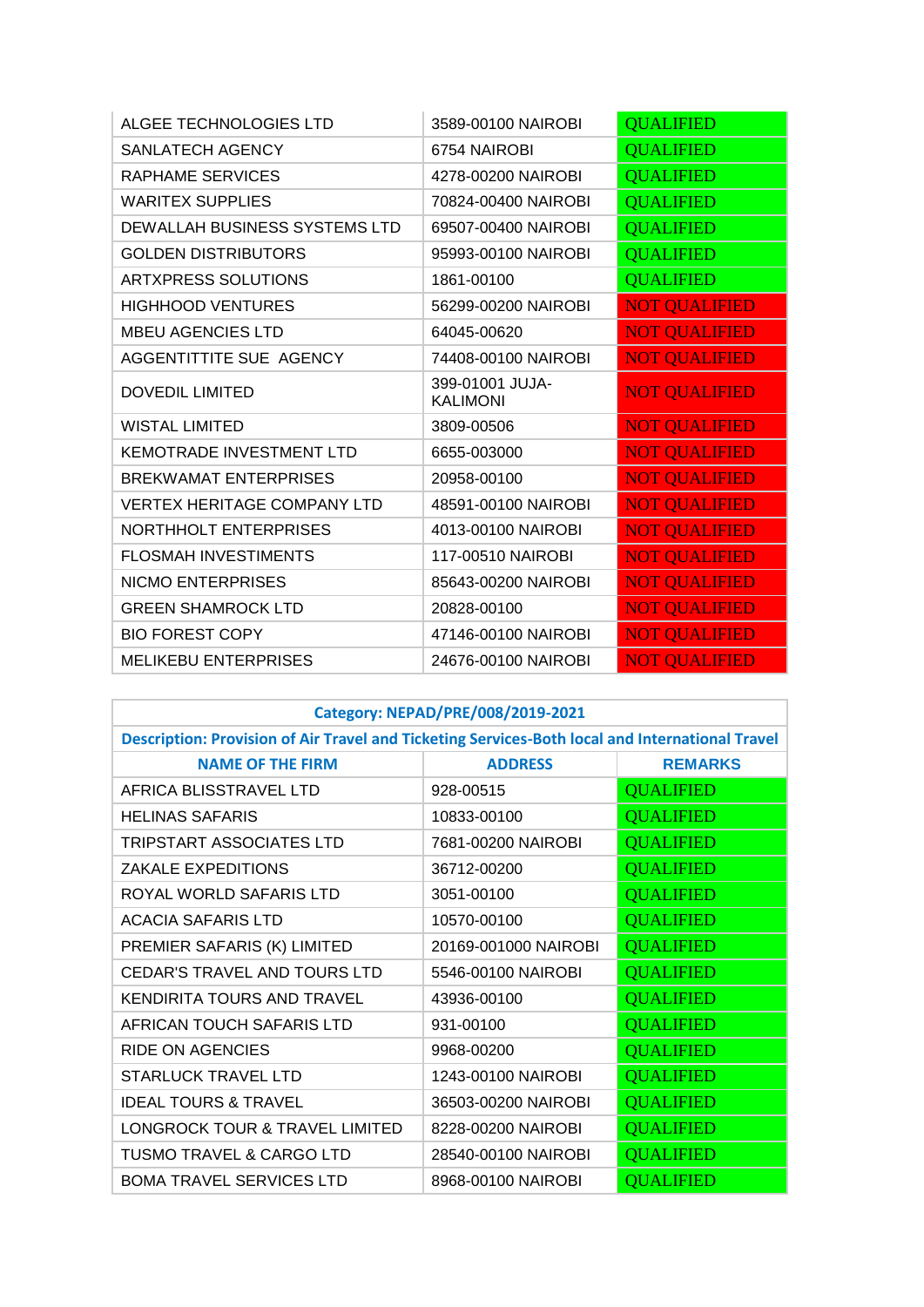| | | |
|---|---|---|
| ALGEE TECHNOLOGIES LTD | 3589-00100 NAIROBI | QUALIFIED |
| SANLATECH AGENCY | 6754 NAIROBI | QUALIFIED |
| RAPHAME SERVICES | 4278-00200 NAIROBI | QUALIFIED |
| WARITEX SUPPLIES | 70824-00400 NAIROBI | QUALIFIED |
| DEWALLAH BUSINESS SYSTEMS LTD | 69507-00400 NAIROBI | QUALIFIED |
| GOLDEN DISTRIBUTORS | 95993-00100 NAIROBI | QUALIFIED |
| ARTXPRESS SOLUTIONS | 1861-00100 | QUALIFIED |
| HIGHHOOD VENTURES | 56299-00200 NAIROBI | NOT QUALIFIED |
| MBEU AGENCIES LTD | 64045-00620 | NOT QUALIFIED |
| AGGENTITTITE SUE AGENCY | 74408-00100 NAIROBI | NOT QUALIFIED |
| DOVEDIL LIMITED | 399-01001 JUJA-KALIMONI | NOT QUALIFIED |
| WISTAL LIMITED | 3809-00506 | NOT QUALIFIED |
| KEMOTRADE INVESTMENT LTD | 6655-003000 | NOT QUALIFIED |
| BREKWAMAT ENTERPRISES | 20958-00100 | NOT QUALIFIED |
| VERTEX HERITAGE COMPANY LTD | 48591-00100 NAIROBI | NOT QUALIFIED |
| NORTHHOLT ENTERPRISES | 4013-00100 NAIROBI | NOT QUALIFIED |
| FLOSMAH INVESTIMENTS | 117-00510 NAIROBI | NOT QUALIFIED |
| NICMO ENTERPRISES | 85643-00200 NAIROBI | NOT QUALIFIED |
| GREEN SHAMROCK LTD | 20828-00100 | NOT QUALIFIED |
| BIO FOREST COPY | 47146-00100 NAIROBI | NOT QUALIFIED |
| MELIKEBU ENTERPRISES | 24676-00100 NAIROBI | NOT QUALIFIED |

| Category: NEPAD/PRE/008/2019-2021 | | |
|---|---|---|
| Description: Provision of Air Travel and Ticketing Services-Both local and International Travel | | |
| NAME OF THE FIRM | ADDRESS | REMARKS |
| AFRICA BLISSTRAVEL LTD | 928-00515 | QUALIFIED |
| HELINAS SAFARIS | 10833-00100 | QUALIFIED |
| TRIPSTART ASSOCIATES LTD | 7681-00200 NAIROBI | QUALIFIED |
| ZAKALE EXPEDITIONS | 36712-00200 | QUALIFIED |
| ROYAL WORLD SAFARIS LTD | 3051-00100 | QUALIFIED |
| ACACIA SAFARIS LTD | 10570-00100 | QUALIFIED |
| PREMIER SAFARIS (K) LIMITED | 20169-001000 NAIROBI | QUALIFIED |
| CEDAR'S TRAVEL AND TOURS LTD | 5546-00100 NAIROBI | QUALIFIED |
| KENDIRITA TOURS AND TRAVEL | 43936-00100 | QUALIFIED |
| AFRICAN TOUCH SAFARIS LTD | 931-00100 | QUALIFIED |
| RIDE ON AGENCIES | 9968-00200 | QUALIFIED |
| STARLUCK TRAVEL LTD | 1243-00100 NAIROBI | QUALIFIED |
| IDEAL TOURS & TRAVEL | 36503-00200 NAIROBI | QUALIFIED |
| LONGROCK TOUR & TRAVEL LIMITED | 8228-00200 NAIROBI | QUALIFIED |
| TUSMO TRAVEL & CARGO LTD | 28540-00100 NAIROBI | QUALIFIED |
| BOMA TRAVEL SERVICES LTD | 8968-00100 NAIROBI | QUALIFIED |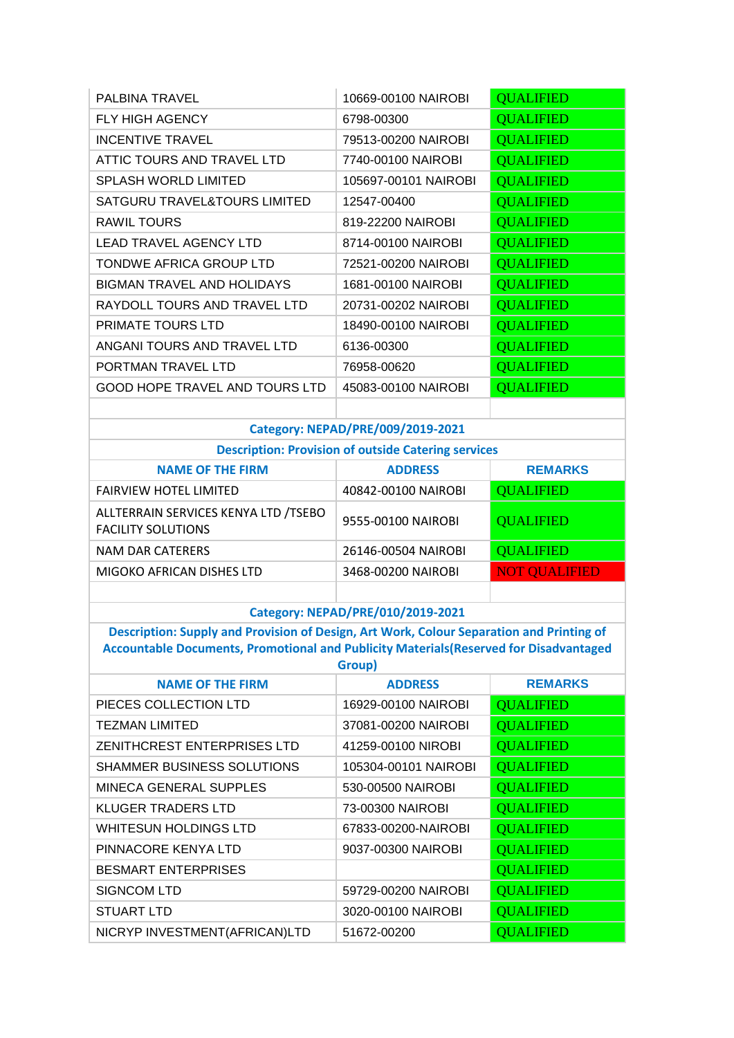| | | |
|---|---|---|
| PALBINA TRAVEL | 10669-00100 NAIROBI | QUALIFIED |
| FLY HIGH AGENCY | 6798-00300 | QUALIFIED |
| INCENTIVE TRAVEL | 79513-00200 NAIROBI | QUALIFIED |
| ATTIC TOURS AND TRAVEL LTD | 7740-00100 NAIROBI | QUALIFIED |
| SPLASH WORLD LIMITED | 105697-00101 NAIROBI | QUALIFIED |
| SATGURU TRAVEL&TOURS LIMITED | 12547-00400 | QUALIFIED |
| RAWIL TOURS | 819-22200 NAIROBI | QUALIFIED |
| LEAD TRAVEL AGENCY LTD | 8714-00100 NAIROBI | QUALIFIED |
| TONDWE AFRICA GROUP LTD | 72521-00200 NAIROBI | QUALIFIED |
| BIGMAN TRAVEL AND HOLIDAYS | 1681-00100 NAIROBI | QUALIFIED |
| RAYDOLL TOURS AND TRAVEL LTD | 20731-00202 NAIROBI | QUALIFIED |
| PRIMATE TOURS LTD | 18490-00100 NAIROBI | QUALIFIED |
| ANGANI TOURS AND TRAVEL LTD | 6136-00300 | QUALIFIED |
| PORTMAN TRAVEL LTD | 76958-00620 | QUALIFIED |
| GOOD HOPE TRAVEL AND TOURS LTD | 45083-00100 NAIROBI | QUALIFIED |

**Category: NEPAD/PRE/009/2019-2021**

**Description: Provision of outside Catering services**

| NAME OF THE FIRM | ADDRESS | REMARKS |
|---|---|---|
| FAIRVIEW HOTEL LIMITED | 40842-00100 NAIROBI | QUALIFIED |
| ALLTERRAIN SERVICES KENYA LTD /TSEBO FACILITY SOLUTIONS | 9555-00100 NAIROBI | QUALIFIED |
| NAM DAR CATERERS | 26146-00504 NAIROBI | QUALIFIED |
| MIGOKO AFRICAN DISHES LTD | 3468-00200 NAIROBI | NOT QUALIFIED |

**Category: NEPAD/PRE/010/2019-2021**

**Description: Supply and Provision of Design, Art Work, Colour Separation and Printing of Accountable Documents, Promotional and Publicity Materials(Reserved for Disadvantaged Group)**

| NAME OF THE FIRM | ADDRESS | REMARKS |
|---|---|---|
| PIECES COLLECTION LTD | 16929-00100 NAIROBI | QUALIFIED |
| TEZMAN LIMITED | 37081-00200 NAIROBI | QUALIFIED |
| ZENITHCREST ENTERPRISES LTD | 41259-00100 NIROBI | QUALIFIED |
| SHAMMER BUSINESS SOLUTIONS | 105304-00101 NAIROBI | QUALIFIED |
| MINECA GENERAL SUPPLES | 530-00500 NAIROBI | QUALIFIED |
| KLUGER TRADERS LTD | 73-00300 NAIROBI | QUALIFIED |
| WHITESUN HOLDINGS LTD | 67833-00200-NAIROBI | QUALIFIED |
| PINNACORE KENYA LTD | 9037-00300 NAIROBI | QUALIFIED |
| BESMART ENTERPRISES | | QUALIFIED |
| SIGNCOM LTD | 59729-00200 NAIROBI | QUALIFIED |
| STUART LTD | 3020-00100 NAIROBI | QUALIFIED |
| NICRYP INVESTMENT(AFRICAN)LTD | 51672-00200 | QUALIFIED |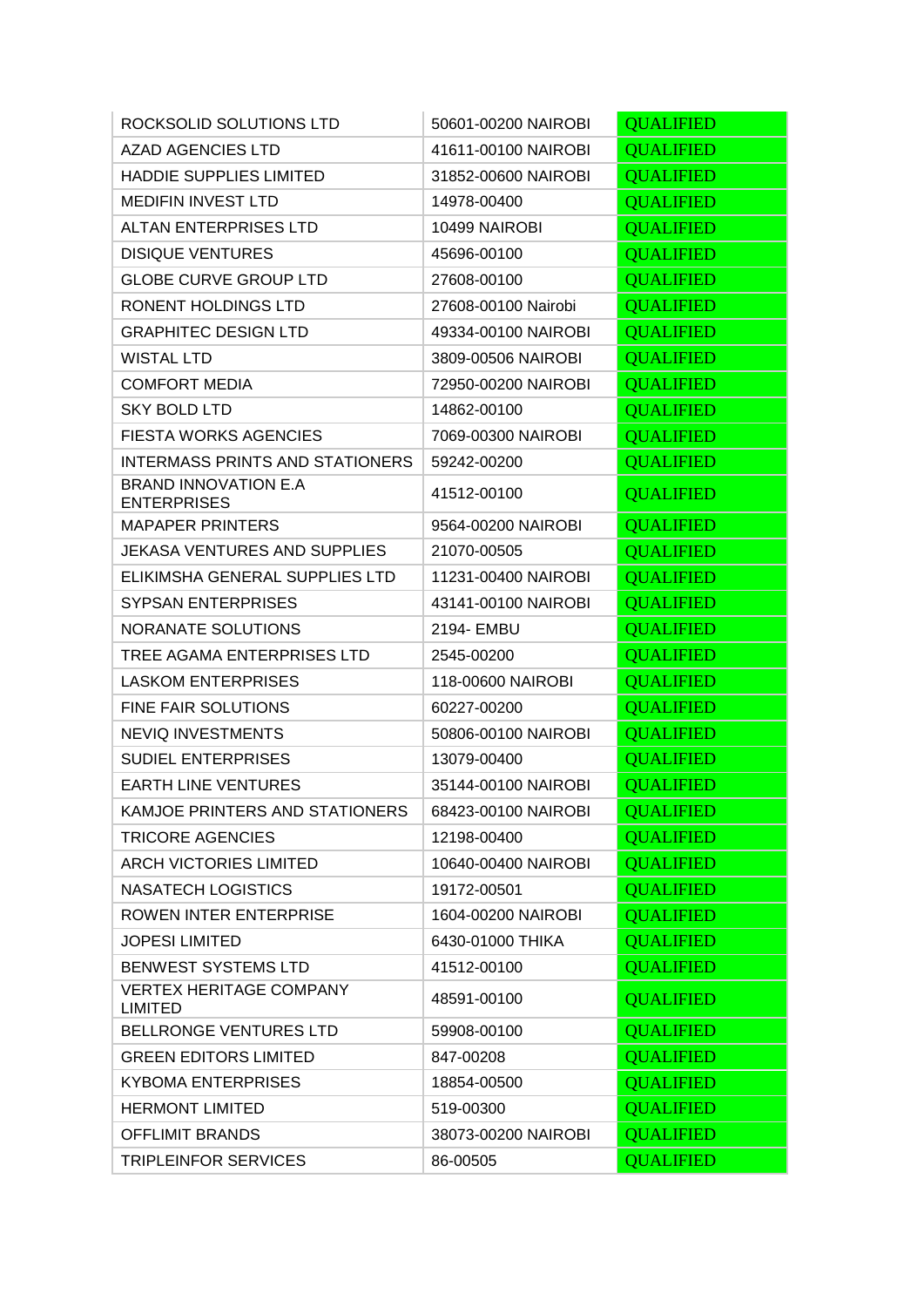| | | |
|---|---|---|
| ROCKSOLID SOLUTIONS LTD | 50601-00200 NAIROBI | QUALIFIED |
| AZAD AGENCIES LTD | 41611-00100 NAIROBI | QUALIFIED |
| HADDIE SUPPLIES LIMITED | 31852-00600 NAIROBI | QUALIFIED |
| MEDIFIN INVEST LTD | 14978-00400 | QUALIFIED |
| ALTAN ENTERPRISES LTD | 10499 NAIROBI | QUALIFIED |
| DISIQUE VENTURES | 45696-00100 | QUALIFIED |
| GLOBE CURVE GROUP LTD | 27608-00100 | QUALIFIED |
| RONENT HOLDINGS LTD | 27608-00100 Nairobi | QUALIFIED |
| GRAPHITEC DESIGN LTD | 49334-00100 NAIROBI | QUALIFIED |
| WISTAL LTD | 3809-00506 NAIROBI | QUALIFIED |
| COMFORT MEDIA | 72950-00200 NAIROBI | QUALIFIED |
| SKY BOLD LTD | 14862-00100 | QUALIFIED |
| FIESTA WORKS AGENCIES | 7069-00300 NAIROBI | QUALIFIED |
| INTERMASS PRINTS AND STATIONERS | 59242-00200 | QUALIFIED |
| BRAND INNOVATION E.A ENTERPRISES | 41512-00100 | QUALIFIED |
| MAPAPER PRINTERS | 9564-00200 NAIROBI | QUALIFIED |
| JEKASA VENTURES AND SUPPLIES | 21070-00505 | QUALIFIED |
| ELIKIMSHA GENERAL SUPPLIES LTD | 11231-00400 NAIROBI | QUALIFIED |
| SYPSAN ENTERPRISES | 43141-00100 NAIROBI | QUALIFIED |
| NORANATE SOLUTIONS | 2194- EMBU | QUALIFIED |
| TREE AGAMA ENTERPRISES LTD | 2545-00200 | QUALIFIED |
| LASKOM ENTERPRISES | 118-00600 NAIROBI | QUALIFIED |
| FINE FAIR SOLUTIONS | 60227-00200 | QUALIFIED |
| NEVIQ INVESTMENTS | 50806-00100 NAIROBI | QUALIFIED |
| SUDIEL ENTERPRISES | 13079-00400 | QUALIFIED |
| EARTH LINE VENTURES | 35144-00100 NAIROBI | QUALIFIED |
| KAMJOE PRINTERS AND STATIONERS | 68423-00100 NAIROBI | QUALIFIED |
| TRICORE AGENCIES | 12198-00400 | QUALIFIED |
| ARCH VICTORIES LIMITED | 10640-00400 NAIROBI | QUALIFIED |
| NASATECH LOGISTICS | 19172-00501 | QUALIFIED |
| ROWEN INTER ENTERPRISE | 1604-00200 NAIROBI | QUALIFIED |
| JOPESI LIMITED | 6430-01000 THIKA | QUALIFIED |
| BENWEST SYSTEMS LTD | 41512-00100 | QUALIFIED |
| VERTEX HERITAGE COMPANY LIMITED | 48591-00100 | QUALIFIED |
| BELLRONGE VENTURES LTD | 59908-00100 | QUALIFIED |
| GREEN EDITORS LIMITED | 847-00208 | QUALIFIED |
| KYBOMA ENTERPRISES | 18854-00500 | QUALIFIED |
| HERMONT LIMITED | 519-00300 | QUALIFIED |
| OFFLIMIT BRANDS | 38073-00200 NAIROBI | QUALIFIED |
| TRIPLEINFOR SERVICES | 86-00505 | QUALIFIED |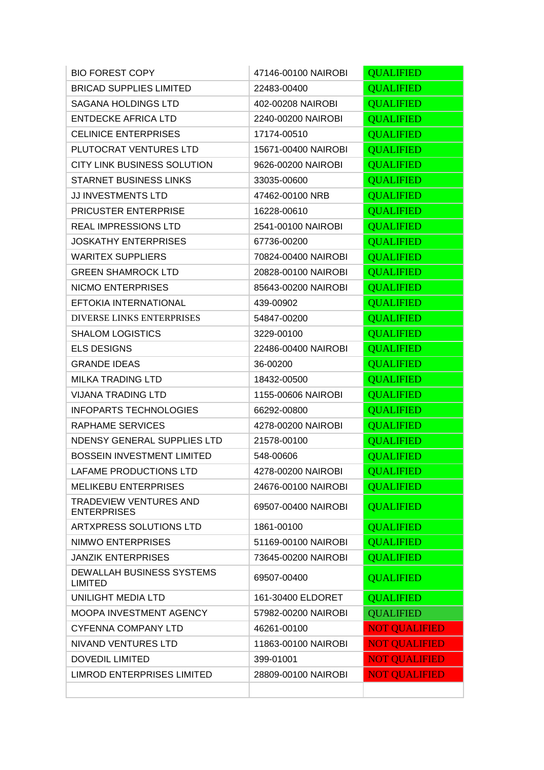| BIO FOREST COPY | 47146-00100 NAIROBI | QUALIFIED |
|---|---|---|
| BRICAD SUPPLIES LIMITED | 22483-00400 | QUALIFIED |
| SAGANA HOLDINGS LTD | 402-00208 NAIROBI | QUALIFIED |
| ENTDECKE AFRICA LTD | 2240-00200 NAIROBI | QUALIFIED |
| CELINICE ENTERPRISES | 17174-00510 | QUALIFIED |
| PLUTOCRAT VENTURES LTD | 15671-00400 NAIROBI | QUALIFIED |
| CITY LINK BUSINESS SOLUTION | 9626-00200 NAIROBI | QUALIFIED |
| STARNET BUSINESS LINKS | 33035-00600 | QUALIFIED |
| JJ INVESTMENTS LTD | 47462-00100 NRB | QUALIFIED |
| PRICUSTER ENTERPRISE | 16228-00610 | QUALIFIED |
| REAL IMPRESSIONS LTD | 2541-00100 NAIROBI | QUALIFIED |
| JOSKATHY ENTERPRISES | 67736-00200 | QUALIFIED |
| WARITEX SUPPLIERS | 70824-00400 NAIROBI | QUALIFIED |
| GREEN SHAMROCK LTD | 20828-00100 NAIROBI | QUALIFIED |
| NICMO ENTERPRISES | 85643-00200 NAIROBI | QUALIFIED |
| EFTOKIA INTERNATIONAL | 439-00902 | QUALIFIED |
| DIVERSE LINKS ENTERPRISES | 54847-00200 | QUALIFIED |
| SHALOM LOGISTICS | 3229-00100 | QUALIFIED |
| ELS DESIGNS | 22486-00400 NAIROBI | QUALIFIED |
| GRANDE IDEAS | 36-00200 | QUALIFIED |
| MILKA TRADING LTD | 18432-00500 | QUALIFIED |
| VIJANA TRADING LTD | 1155-00606 NAIROBI | QUALIFIED |
| INFOPARTS TECHNOLOGIES | 66292-00800 | QUALIFIED |
| RAPHAME SERVICES | 4278-00200 NAIROBI | QUALIFIED |
| NDENSY GENERAL SUPPLIES LTD | 21578-00100 | QUALIFIED |
| BOSSEIN INVESTMENT LIMITED | 548-00606 | QUALIFIED |
| LAFAME PRODUCTIONS LTD | 4278-00200 NAIROBI | QUALIFIED |
| MELIKEBU ENTERPRISES | 24676-00100 NAIROBI | QUALIFIED |
| TRADEVIEW VENTURES AND ENTERPRISES | 69507-00400 NAIROBI | QUALIFIED |
| ARTXPRESS SOLUTIONS LTD | 1861-00100 | QUALIFIED |
| NIMWO ENTERPRISES | 51169-00100 NAIROBI | QUALIFIED |
| JANZIK ENTERPRISES | 73645-00200 NAIROBI | QUALIFIED |
| DEWALLAH BUSINESS SYSTEMS LIMITED | 69507-00400 | QUALIFIED |
| UNILIGHT MEDIA LTD | 161-30400 ELDORET | QUALIFIED |
| MOOPA INVESTMENT AGENCY | 57982-00200 NAIROBI | QUALIFIED |
| CYFENNA COMPANY LTD | 46261-00100 | NOT QUALIFIED |
| NIVAND VENTURES LTD | 11863-00100 NAIROBI | NOT QUALIFIED |
| DOVEDIL LIMITED | 399-01001 | NOT QUALIFIED |
| LIMROD ENTERPRISES LIMITED | 28809-00100 NAIROBI | NOT QUALIFIED |
| | | |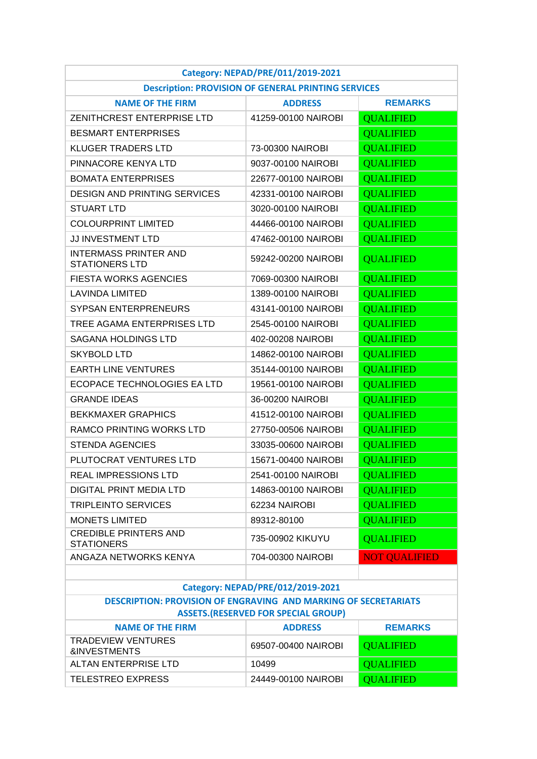| Category: NEPAD/PRE/011/2019-2021 | | |
|---|---|---|
| Description: PROVISION OF GENERAL PRINTING SERVICES | | |
| NAME OF THE FIRM | ADDRESS | REMARKS |
| ZENITHCREST ENTERPRISE LTD | 41259-00100 NAIROBI | QUALIFIED |
| BESMART ENTERPRISES | | QUALIFIED |
| KLUGER TRADERS LTD | 73-00300 NAIROBI | QUALIFIED |
| PINNACORE KENYA LTD | 9037-00100 NAIROBI | QUALIFIED |
| BOMATA ENTERPRISES | 22677-00100 NAIROBI | QUALIFIED |
| DESIGN AND PRINTING SERVICES | 42331-00100 NAIROBI | QUALIFIED |
| STUART LTD | 3020-00100 NAIROBI | QUALIFIED |
| COLOURPRINT LIMITED | 44466-00100 NAIROBI | QUALIFIED |
| JJ INVESTMENT LTD | 47462-00100 NAIROBI | QUALIFIED |
| INTERMASS PRINTER AND STATIONERS LTD | 59242-00200 NAIROBI | QUALIFIED |
| FIESTA WORKS AGENCIES | 7069-00300 NAIROBI | QUALIFIED |
| LAVINDA LIMITED | 1389-00100 NAIROBI | QUALIFIED |
| SYPSAN ENTERPRENEURS | 43141-00100 NAIROBI | QUALIFIED |
| TREE AGAMA ENTERPRISES LTD | 2545-00100 NAIROBI | QUALIFIED |
| SAGANA HOLDINGS LTD | 402-00208 NAIROBI | QUALIFIED |
| SKYBOLD LTD | 14862-00100 NAIROBI | QUALIFIED |
| EARTH LINE VENTURES | 35144-00100 NAIROBI | QUALIFIED |
| ECOPACE TECHNOLOGIES EA LTD | 19561-00100 NAIROBI | QUALIFIED |
| GRANDE IDEAS | 36-00200 NAIROBI | QUALIFIED |
| BEKKMAXER GRAPHICS | 41512-00100 NAIROBI | QUALIFIED |
| RAMCO PRINTING WORKS LTD | 27750-00506 NAIROBI | QUALIFIED |
| STENDA AGENCIES | 33035-00600 NAIROBI | QUALIFIED |
| PLUTOCRAT VENTURES LTD | 15671-00400 NAIROBI | QUALIFIED |
| REAL IMPRESSIONS LTD | 2541-00100 NAIROBI | QUALIFIED |
| DIGITAL PRINT MEDIA LTD | 14863-00100 NAIROBI | QUALIFIED |
| TRIPLEINTO SERVICES | 62234 NAIROBI | QUALIFIED |
| MONETS LIMITED | 89312-80100 | QUALIFIED |
| CREDIBLE PRINTERS AND STATIONERS | 735-00902 KIKUYU | QUALIFIED |
| ANGAZA NETWORKS KENYA | 704-00300 NAIROBI | NOT QUALIFIED |

| Category: NEPAD/PRE/012/2019-2021 | | |
|---|---|---|
| DESCRIPTION: PROVISION OF ENGRAVING AND MARKING OF SECRETARIATS ASSETS.(RESERVED FOR SPECIAL GROUP) | | |
| NAME OF THE FIRM | ADDRESS | REMARKS |
| TRADEVIEW VENTURES &INVESTMENTS | 69507-00400 NAIROBI | QUALIFIED |
| ALTAN ENTERPRISE LTD | 10499 | QUALIFIED |
| TELESTREO EXPRESS | 24449-00100 NAIROBI | QUALIFIED |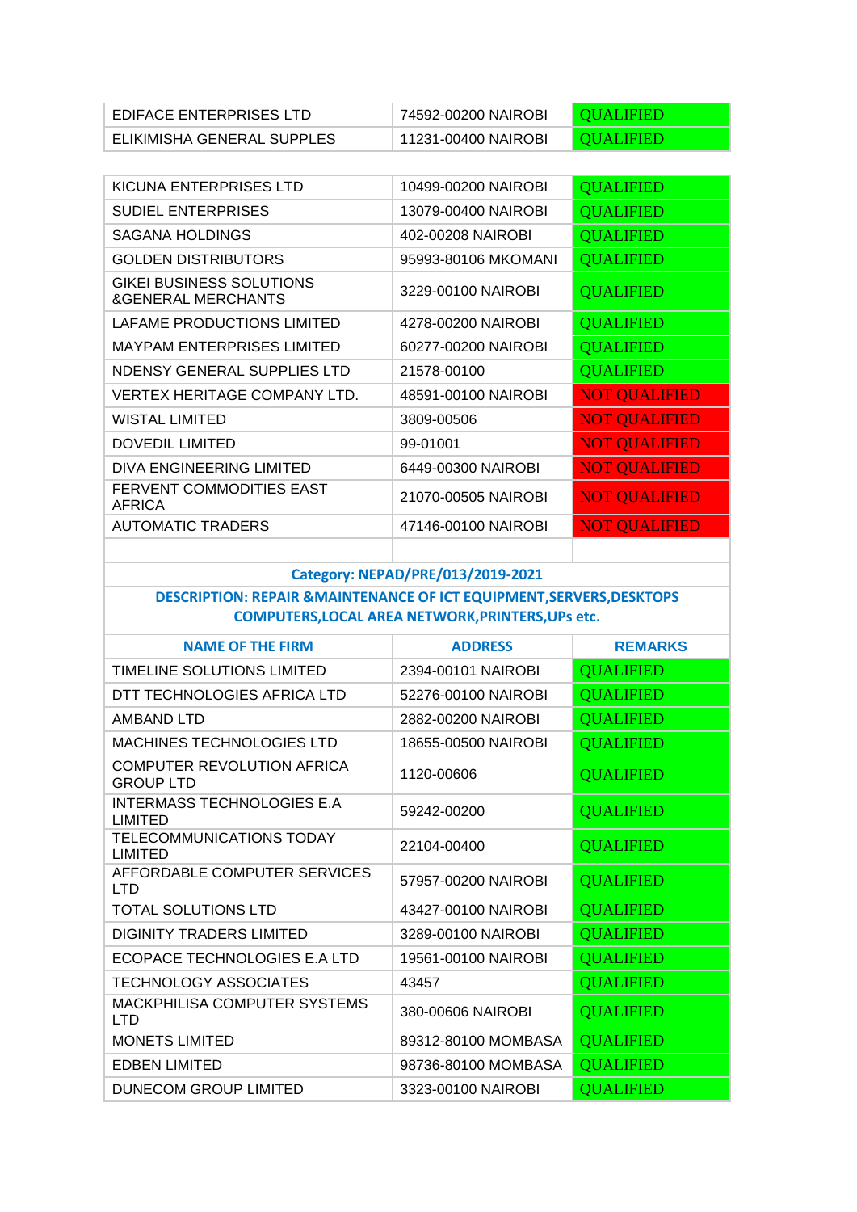| | | |
|---|---|---|
| EDIFACE ENTERPRISES LTD | 74592-00200 NAIROBI | QUALIFIED |
| ELIKIMISHA GENERAL SUPPLES | 11231-00400 NAIROBI | QUALIFIED |

| | | |
|---|---|---|
| KICUNA ENTERPRISES LTD | 10499-00200 NAIROBI | QUALIFIED |
| SUDIEL ENTERPRISES | 13079-00400 NAIROBI | QUALIFIED |
| SAGANA HOLDINGS | 402-00208 NAIROBI | QUALIFIED |
| GOLDEN DISTRIBUTORS | 95993-80106 MKOMANI | QUALIFIED |
| GIKEI BUSINESS SOLUTIONS &GENERAL MERCHANTS | 3229-00100 NAIROBI | QUALIFIED |
| LAFAME PRODUCTIONS LIMITED | 4278-00200 NAIROBI | QUALIFIED |
| MAYPAM ENTERPRISES LIMITED | 60277-00200 NAIROBI | QUALIFIED |
| NDENSY GENERAL SUPPLIES LTD | 21578-00100 | QUALIFIED |
| VERTEX HERITAGE COMPANY LTD. | 48591-00100 NAIROBI | NOT QUALIFIED |
| WISTAL LIMITED | 3809-00506 | NOT QUALIFIED |
| DOVEDIL LIMITED | 99-01001 | NOT QUALIFIED |
| DIVA ENGINEERING LIMITED | 6449-00300 NAIROBI | NOT QUALIFIED |
| FERVENT COMMODITIES EAST AFRICA | 21070-00505 NAIROBI | NOT QUALIFIED |
| AUTOMATIC TRADERS | 47146-00100 NAIROBI | NOT QUALIFIED |

**Category: NEPAD/PRE/013/2019-2021**

**DESCRIPTION: REPAIR &MAINTENANCE OF ICT EQUIPMENT,SERVERS,DESKTOPS COMPUTERS,LOCAL AREA NETWORK,PRINTERS,UPs etc.**

| NAME OF THE FIRM | ADDRESS | REMARKS |
|---|---|---|
| TIMELINE SOLUTIONS LIMITED | 2394-00101 NAIROBI | QUALIFIED |
| DTT TECHNOLOGIES AFRICA LTD | 52276-00100 NAIROBI | QUALIFIED |
| AMBAND LTD | 2882-00200 NAIROBI | QUALIFIED |
| MACHINES TECHNOLOGIES LTD | 18655-00500 NAIROBI | QUALIFIED |
| COMPUTER REVOLUTION AFRICA GROUP LTD | 1120-00606 | QUALIFIED |
| INTERMASS TECHNOLOGIES E.A LIMITED | 59242-00200 | QUALIFIED |
| TELECOMMUNICATIONS TODAY LIMITED | 22104-00400 | QUALIFIED |
| AFFORDABLE COMPUTER SERVICES LTD | 57957-00200 NAIROBI | QUALIFIED |
| TOTAL SOLUTIONS LTD | 43427-00100 NAIROBI | QUALIFIED |
| DIGINITY TRADERS LIMITED | 3289-00100 NAIROBI | QUALIFIED |
| ECOPACE TECHNOLOGIES E.A LTD | 19561-00100 NAIROBI | QUALIFIED |
| TECHNOLOGY ASSOCIATES | 43457 | QUALIFIED |
| MACKPHILISA COMPUTER SYSTEMS LTD | 380-00606 NAIROBI | QUALIFIED |
| MONETS LIMITED | 89312-80100 MOMBASA | QUALIFIED |
| EDBEN LIMITED | 98736-80100 MOMBASA | QUALIFIED |
| DUNECOM GROUP LIMITED | 3323-00100 NAIROBI | QUALIFIED |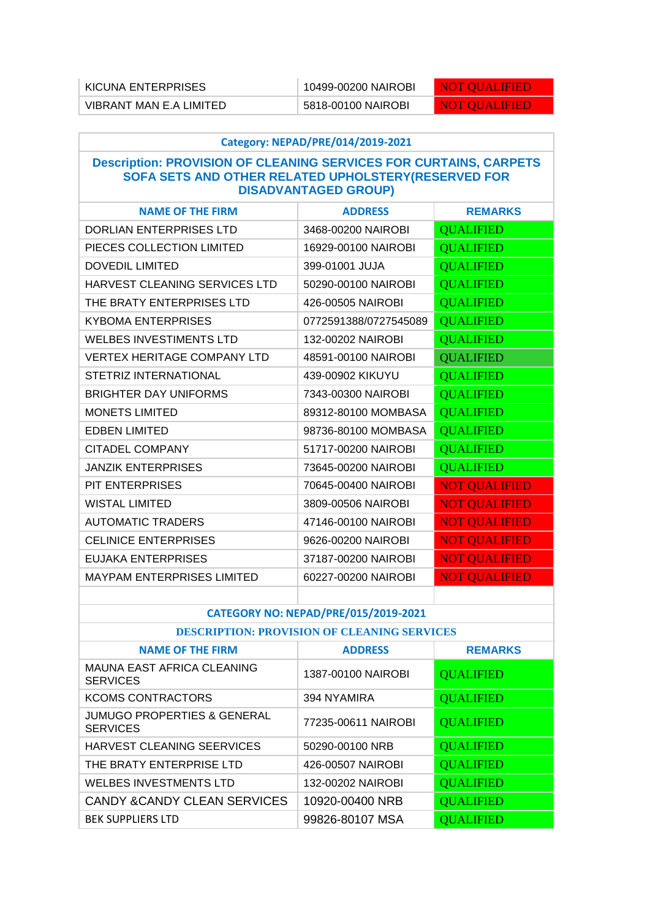| | | |
|---|---|---|
| KICUNA ENTERPRISES | 10499-00200 NAIROBI | NOT QUALIFIED |
| VIBRANT MAN E.A LIMITED | 5818-00100 NAIROBI | NOT QUALIFIED |

**Category: NEPAD/PRE/014/2019-2021**

**Description: PROVISION OF CLEANING SERVICES FOR CURTAINS, CARPETS SOFA SETS AND OTHER RELATED UPHOLSTERY(RESERVED FOR DISADVANTAGED GROUP)**

| NAME OF THE FIRM | ADDRESS | REMARKS |
|---|---|---|
| DORLIAN ENTERPRISES LTD | 3468-00200 NAIROBI | QUALIFIED |
| PIECES COLLECTION LIMITED | 16929-00100 NAIROBI | QUALIFIED |
| DOVEDIL LIMITED | 399-01001 JUJA | QUALIFIED |
| HARVEST CLEANING SERVICES LTD | 50290-00100 NAIROBI | QUALIFIED |
| THE BRATY ENTERPRISES LTD | 426-00505 NAIROBI | QUALIFIED |
| KYBOMA ENTERPRISES | 0772591388/0727545089 | QUALIFIED |
| WELBES INVESTIMENTS LTD | 132-00202 NAIROBI | QUALIFIED |
| VERTEX HERITAGE COMPANY LTD | 48591-00100 NAIROBI | QUALIFIED |
| STETRIZ INTERNATIONAL | 439-00902 KIKUYU | QUALIFIED |
| BRIGHTER DAY UNIFORMS | 7343-00300 NAIROBI | QUALIFIED |
| MONETS LIMITED | 89312-80100 MOMBASA | QUALIFIED |
| EDBEN LIMITED | 98736-80100 MOMBASA | QUALIFIED |
| CITADEL COMPANY | 51717-00200 NAIROBI | QUALIFIED |
| JANZIK ENTERPRISES | 73645-00200 NAIROBI | QUALIFIED |
| PIT ENTERPRISES | 70645-00400 NAIROBI | NOT QUALIFIED |
| WISTAL LIMITED | 3809-00506 NAIROBI | NOT QUALIFIED |
| AUTOMATIC TRADERS | 47146-00100 NAIROBI | NOT QUALIFIED |
| CELINICE ENTERPRISES | 9626-00200 NAIROBI | NOT QUALIFIED |
| EUJAKA ENTERPRISES | 37187-00200 NAIROBI | NOT QUALIFIED |
| MAYPAM ENTERPRISES LIMITED | 60227-00200 NAIROBI | NOT QUALIFIED |

**CATEGORY NO: NEPAD/PRE/015/2019-2021**

**DESCRIPTION: PROVISION OF CLEANING SERVICES**

| NAME OF THE FIRM | ADDRESS | REMARKS |
|---|---|---|
| MAUNA EAST AFRICA CLEANING SERVICES | 1387-00100 NAIROBI | QUALIFIED |
| KCOMS CONTRACTORS | 394 NYAMIRA | QUALIFIED |
| JUMUGO PROPERTIES & GENERAL SERVICES | 77235-00611 NAIROBI | QUALIFIED |
| HARVEST CLEANING SEERVICES | 50290-00100 NRB | QUALIFIED |
| THE BRATY ENTERPRISE LTD | 426-00507 NAIROBI | QUALIFIED |
| WELBES INVESTMENTS LTD | 132-00202 NAIROBI | QUALIFIED |
| CANDY &CANDY CLEAN SERVICES | 10920-00400 NRB | QUALIFIED |
| BEK SUPPLIERS LTD | 99826-80107 MSA | QUALIFIED |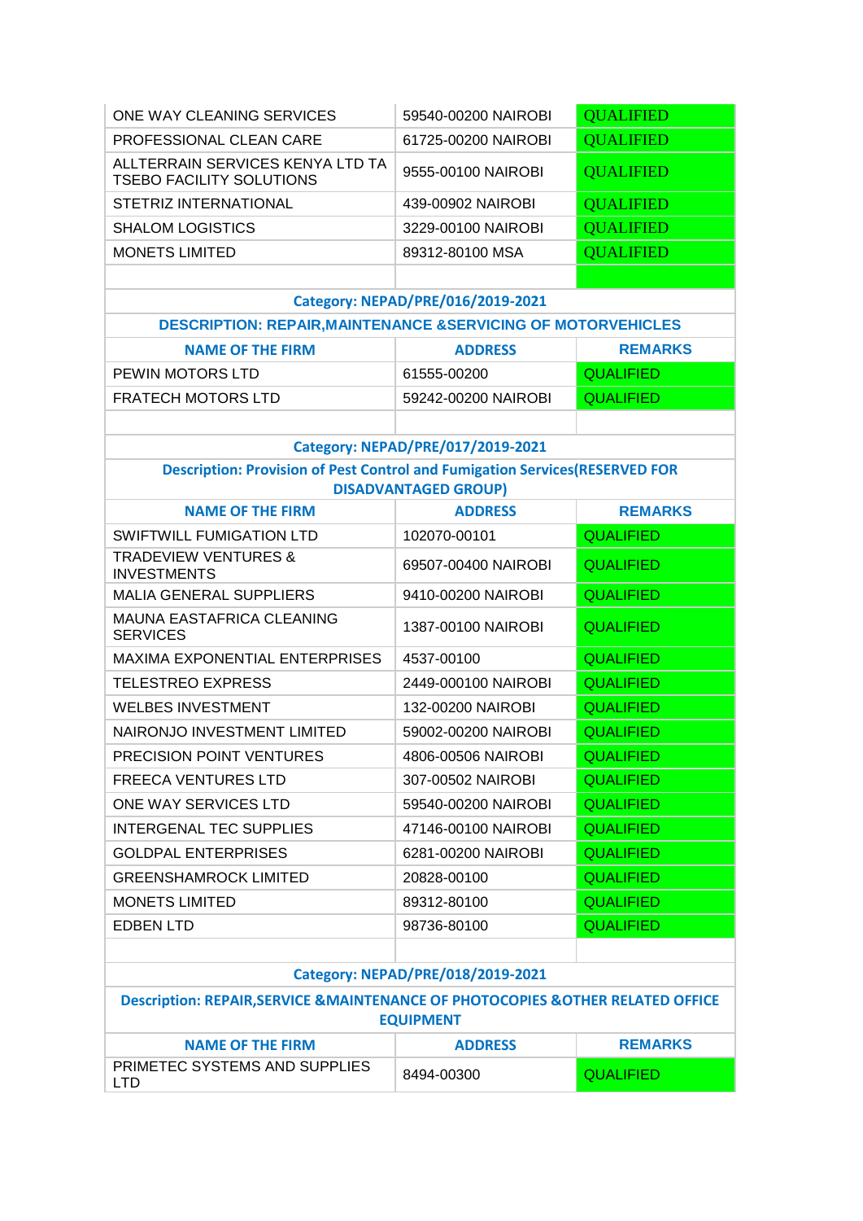| | | |
|---|---|---|
| ONE WAY CLEANING SERVICES | 59540-00200 NAIROBI | QUALIFIED |
| PROFESSIONAL CLEAN CARE | 61725-00200 NAIROBI | QUALIFIED |
| ALLTERRAIN SERVICES KENYA LTD TA TSEBO FACILITY SOLUTIONS | 9555-00100 NAIROBI | QUALIFIED |
| STETRIZ INTERNATIONAL | 439-00902 NAIROBI | QUALIFIED |
| SHALOM LOGISTICS | 3229-00100 NAIROBI | QUALIFIED |
| MONETS LIMITED | 89312-80100 MSA | QUALIFIED |

**Category: NEPAD/PRE/016/2019-2021**

**DESCRIPTION: REPAIR,MAINTENANCE &SERVICING OF MOTORVEHICLES**

| NAME OF THE FIRM | ADDRESS | REMARKS |
|---|---|---|
| PEWIN MOTORS LTD | 61555-00200 | QUALIFIED |
| FRATECH MOTORS LTD | 59242-00200 NAIROBI | QUALIFIED |

**Category: NEPAD/PRE/017/2019-2021**

**Description: Provision of Pest Control and Fumigation Services(RESERVED FOR DISADVANTAGED GROUP)**

| NAME OF THE FIRM | ADDRESS | REMARKS |
|---|---|---|
| SWIFTWILL FUMIGATION LTD | 102070-00101 | QUALIFIED |
| TRADEVIEW VENTURES & INVESTMENTS | 69507-00400 NAIROBI | QUALIFIED |
| MALIA GENERAL SUPPLIERS | 9410-00200 NAIROBI | QUALIFIED |
| MAUNA EASTAFRICA CLEANING SERVICES | 1387-00100 NAIROBI | QUALIFIED |
| MAXIMA EXPONENTIAL ENTERPRISES | 4537-00100 | QUALIFIED |
| TELESTREO EXPRESS | 2449-000100 NAIROBI | QUALIFIED |
| WELBES INVESTMENT | 132-00200 NAIROBI | QUALIFIED |
| NAIRONJO INVESTMENT LIMITED | 59002-00200 NAIROBI | QUALIFIED |
| PRECISION POINT VENTURES | 4806-00506 NAIROBI | QUALIFIED |
| FREECA VENTURES LTD | 307-00502 NAIROBI | QUALIFIED |
| ONE WAY SERVICES LTD | 59540-00200 NAIROBI | QUALIFIED |
| INTERGENAL TEC SUPPLIES | 47146-00100 NAIROBI | QUALIFIED |
| GOLDPAL ENTERPRISES | 6281-00200 NAIROBI | QUALIFIED |
| GREENSHAMROCK LIMITED | 20828-00100 | QUALIFIED |
| MONETS LIMITED | 89312-80100 | QUALIFIED |
| EDBEN LTD | 98736-80100 | QUALIFIED |

**Category: NEPAD/PRE/018/2019-2021**

**Description: REPAIR,SERVICE &MAINTENANCE OF PHOTOCOPIES &OTHER RELATED OFFICE EQUIPMENT**

| NAME OF THE FIRM | ADDRESS | REMARKS |
|---|---|---|
| PRIMETEC SYSTEMS AND SUPPLIES LTD | 8494-00300 | QUALIFIED |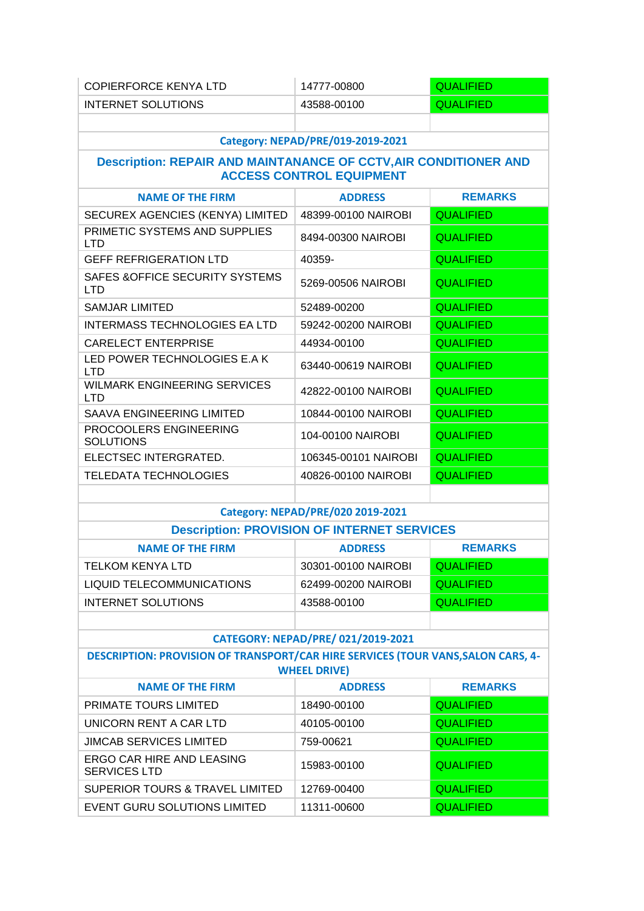| | | |
|---|---|---|
| COPIERFORCE KENYA LTD | 14777-00800 | QUALIFIED |
| INTERNET SOLUTIONS | 43588-00100 | QUALIFIED |

**Category: NEPAD/PRE/019-2019-2021**

**Description: REPAIR AND MAINTANANCE OF CCTV,AIR CONDITIONER AND ACCESS CONTROL EQUIPMENT**

| NAME OF THE FIRM | ADDRESS | REMARKS |
|---|---|---|
| SECUREX AGENCIES (KENYA) LIMITED | 48399-00100 NAIROBI | QUALIFIED |
| PRIMETIC SYSTEMS AND SUPPLIES LTD | 8494-00300 NAIROBI | QUALIFIED |
| GEFF REFRIGERATION LTD | 40359- | QUALIFIED |
| SAFES &OFFICE SECURITY SYSTEMS LTD | 5269-00506 NAIROBI | QUALIFIED |
| SAMJAR LIMITED | 52489-00200 | QUALIFIED |
| INTERMASS TECHNOLOGIES EA LTD | 59242-00200 NAIROBI | QUALIFIED |
| CARELECT ENTERPRISE | 44934-00100 | QUALIFIED |
| LED POWER TECHNOLOGIES E.A K LTD | 63440-00619 NAIROBI | QUALIFIED |
| WILMARK ENGINEERING SERVICES LTD | 42822-00100 NAIROBI | QUALIFIED |
| SAAVA ENGINEERING LIMITED | 10844-00100 NAIROBI | QUALIFIED |
| PROCOOLERS ENGINEERING SOLUTIONS | 104-00100 NAIROBI | QUALIFIED |
| ELECTSEC INTERGRATED. | 106345-00101 NAIROBI | QUALIFIED |
| TELEDATA TECHNOLOGIES | 40826-00100 NAIROBI | QUALIFIED |

**Category: NEPAD/PRE/020 2019-2021**

**Description: PROVISION OF INTERNET SERVICES**

| NAME OF THE FIRM | ADDRESS | REMARKS |
|---|---|---|
| TELKOM KENYA LTD | 30301-00100 NAIROBI | QUALIFIED |
| LIQUID TELECOMMUNICATIONS | 62499-00200 NAIROBI | QUALIFIED |
| INTERNET SOLUTIONS | 43588-00100 | QUALIFIED |

**CATEGORY: NEPAD/PRE/ 021/2019-2021**

**DESCRIPTION: PROVISION OF TRANSPORT/CAR HIRE SERVICES (TOUR VANS,SALON CARS, 4-WHEEL DRIVE)**

| NAME OF THE FIRM | ADDRESS | REMARKS |
|---|---|---|
| PRIMATE TOURS LIMITED | 18490-00100 | QUALIFIED |
| UNICORN RENT A CAR LTD | 40105-00100 | QUALIFIED |
| JIMCAB SERVICES LIMITED | 759-00621 | QUALIFIED |
| ERGO CAR HIRE AND LEASING SERVICES LTD | 15983-00100 | QUALIFIED |
| SUPERIOR TOURS & TRAVEL LIMITED | 12769-00400 | QUALIFIED |
| EVENT GURU SOLUTIONS LIMITED | 11311-00600 | QUALIFIED |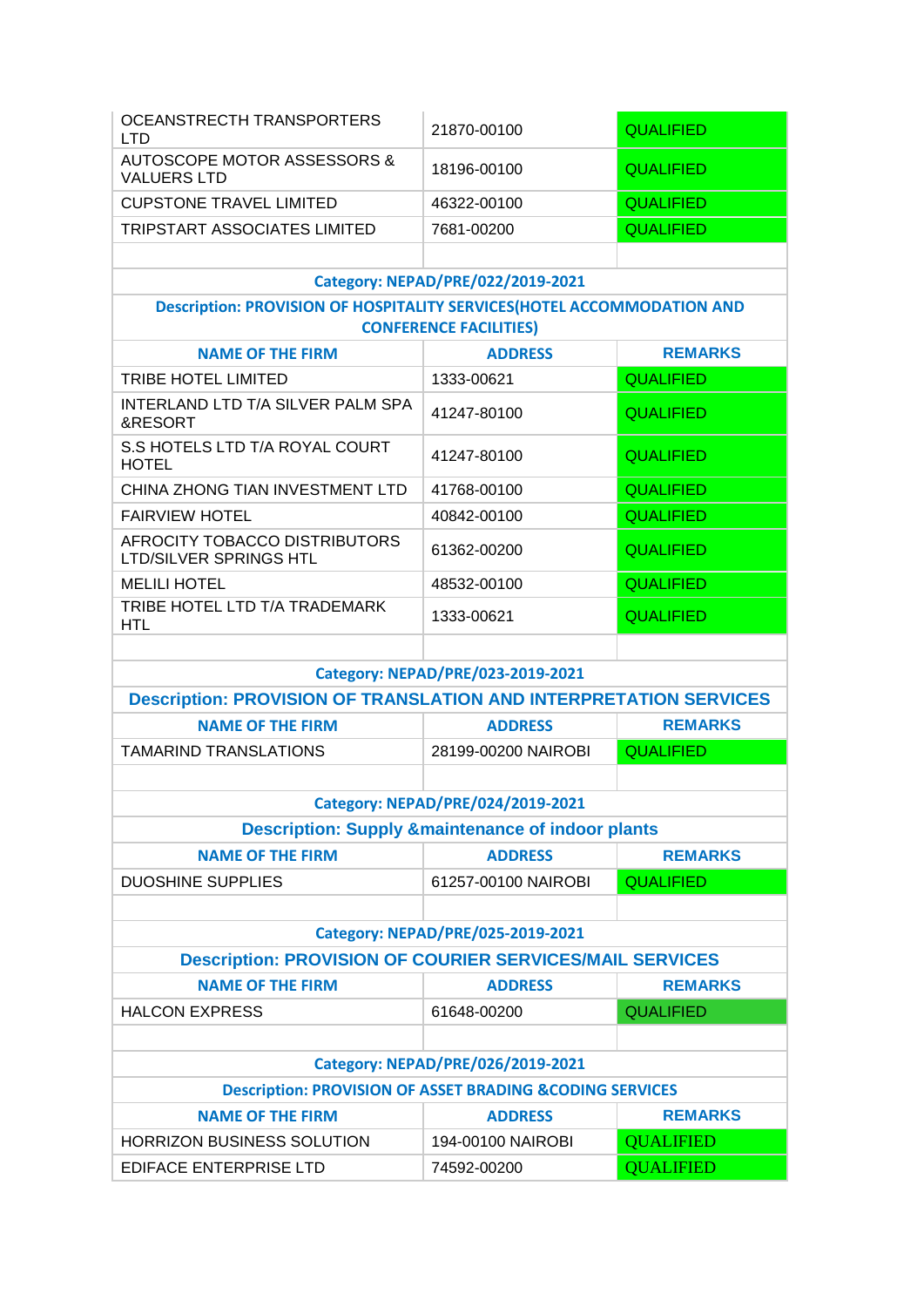| | | |
|---|---|---|
| OCEANSTRECTH TRANSPORTERS LTD | 21870-00100 | QUALIFIED |
| AUTOSCOPE MOTOR ASSESSORS & VALUERS LTD | 18196-00100 | QUALIFIED |
| CUPSTONE TRAVEL LIMITED | 46322-00100 | QUALIFIED |
| TRIPSTART ASSOCIATES LIMITED | 7681-00200 | QUALIFIED |

**Category: NEPAD/PRE/022/2019-2021**

**Description: PROVISION OF HOSPITALITY SERVICES(HOTEL ACCOMMODATION AND CONFERENCE FACILITIES)**

| NAME OF THE FIRM | ADDRESS | REMARKS |
|---|---|---|
| TRIBE HOTEL LIMITED | 1333-00621 | QUALIFIED |
| INTERLAND LTD T/A SILVER PALM SPA &RESORT | 41247-80100 | QUALIFIED |
| S.S HOTELS LTD T/A ROYAL COURT HOTEL | 41247-80100 | QUALIFIED |
| CHINA ZHONG TIAN INVESTMENT LTD | 41768-00100 | QUALIFIED |
| FAIRVIEW HOTEL | 40842-00100 | QUALIFIED |
| AFROCITY TOBACCO DISTRIBUTORS LTD/SILVER SPRINGS HTL | 61362-00200 | QUALIFIED |
| MELILI HOTEL | 48532-00100 | QUALIFIED |
| TRIBE HOTEL LTD T/A TRADEMARK HTL | 1333-00621 | QUALIFIED |

**Category: NEPAD/PRE/023-2019-2021**

**Description: PROVISION OF TRANSLATION AND INTERPRETATION SERVICES**

| NAME OF THE FIRM | ADDRESS | REMARKS |
|---|---|---|
| TAMARIND TRANSLATIONS | 28199-00200 NAIROBI | QUALIFIED |

**Category: NEPAD/PRE/024/2019-2021**

**Description: Supply &maintenance of indoor plants**

| NAME OF THE FIRM | ADDRESS | REMARKS |
|---|---|---|
| DUOSHINE SUPPLIES | 61257-00100 NAIROBI | QUALIFIED |

**Category: NEPAD/PRE/025-2019-2021**

**Description: PROVISION OF COURIER SERVICES/MAIL SERVICES**

| NAME OF THE FIRM | ADDRESS | REMARKS |
|---|---|---|
| HALCON EXPRESS | 61648-00200 | QUALIFIED |

**Category: NEPAD/PRE/026/2019-2021**

**Description: PROVISION OF ASSET BRADING &CODING SERVICES**

| NAME OF THE FIRM | ADDRESS | REMARKS |
|---|---|---|
| HORRIZON BUSINESS SOLUTION | 194-00100 NAIROBI | QUALIFIED |
| EDIFACE ENTERPRISE LTD | 74592-00200 | QUALIFIED |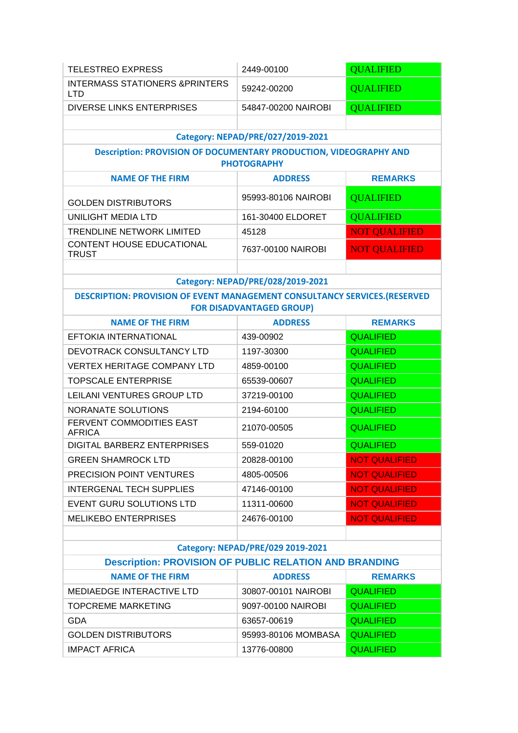| | | |
|---|---|---|
| TELESTREO EXPRESS | 2449-00100 | QUALIFIED |
| INTERMASS STATIONERS &PRINTERS LTD | 59242-00200 | QUALIFIED |
| DIVERSE LINKS ENTERPRISES | 54847-00200 NAIROBI | QUALIFIED |

**Category: NEPAD/PRE/027/2019-2021**

**Description: PROVISION OF DOCUMENTARY PRODUCTION, VIDEOGRAPHY AND PHOTOGRAPHY**

| NAME OF THE FIRM | ADDRESS | REMARKS |
|---|---|---|
| GOLDEN DISTRIBUTORS | 95993-80106 NAIROBI | QUALIFIED |
| UNILIGHT MEDIA LTD | 161-30400 ELDORET | QUALIFIED |
| TRENDLINE NETWORK LIMITED | 45128 | NOT QUALIFIED |
| CONTENT HOUSE EDUCATIONAL TRUST | 7637-00100 NAIROBI | NOT QUALIFIED |

**Category: NEPAD/PRE/028/2019-2021**

**DESCRIPTION: PROVISION OF EVENT MANAGEMENT CONSULTANCY SERVICES.(RESERVED FOR DISADVANTAGED GROUP)**

| NAME OF THE FIRM | ADDRESS | REMARKS |
|---|---|---|
| EFTOKIA INTERNATIONAL | 439-00902 | QUALIFIED |
| DEVOTRACK CONSULTANCY LTD | 1197-30300 | QUALIFIED |
| VERTEX HERITAGE COMPANY LTD | 4859-00100 | QUALIFIED |
| TOPSCALE ENTERPRISE | 65539-00607 | QUALIFIED |
| LEILANI VENTURES GROUP LTD | 37219-00100 | QUALIFIED |
| NORANATE SOLUTIONS | 2194-60100 | QUALIFIED |
| FERVENT COMMODITIES EAST AFRICA | 21070-00505 | QUALIFIED |
| DIGITAL BARBERZ ENTERPRISES | 559-01020 | QUALIFIED |
| GREEN SHAMROCK LTD | 20828-00100 | NOT QUALIFIED |
| PRECISION POINT VENTURES | 4805-00506 | NOT QUALIFIED |
| INTERGENAL TECH SUPPLIES | 47146-00100 | NOT QUALIFIED |
| EVENT GURU SOLUTIONS LTD | 11311-00600 | NOT QUALIFIED |
| MELIKEBO ENTERPRISES | 24676-00100 | NOT QUALIFIED |

**Category: NEPAD/PRE/029 2019-2021**

**Description: PROVISION OF PUBLIC RELATION AND BRANDING**

| NAME OF THE FIRM | ADDRESS | REMARKS |
|---|---|---|
| MEDIAEDGE INTERACTIVE LTD | 30807-00101 NAIROBI | QUALIFIED |
| TOPCREME MARKETING | 9097-00100 NAIROBI | QUALIFIED |
| GDA | 63657-00619 | QUALIFIED |
| GOLDEN DISTRIBUTORS | 95993-80106 MOMBASA | QUALIFIED |
| IMPACT AFRICA | 13776-00800 | QUALIFIED |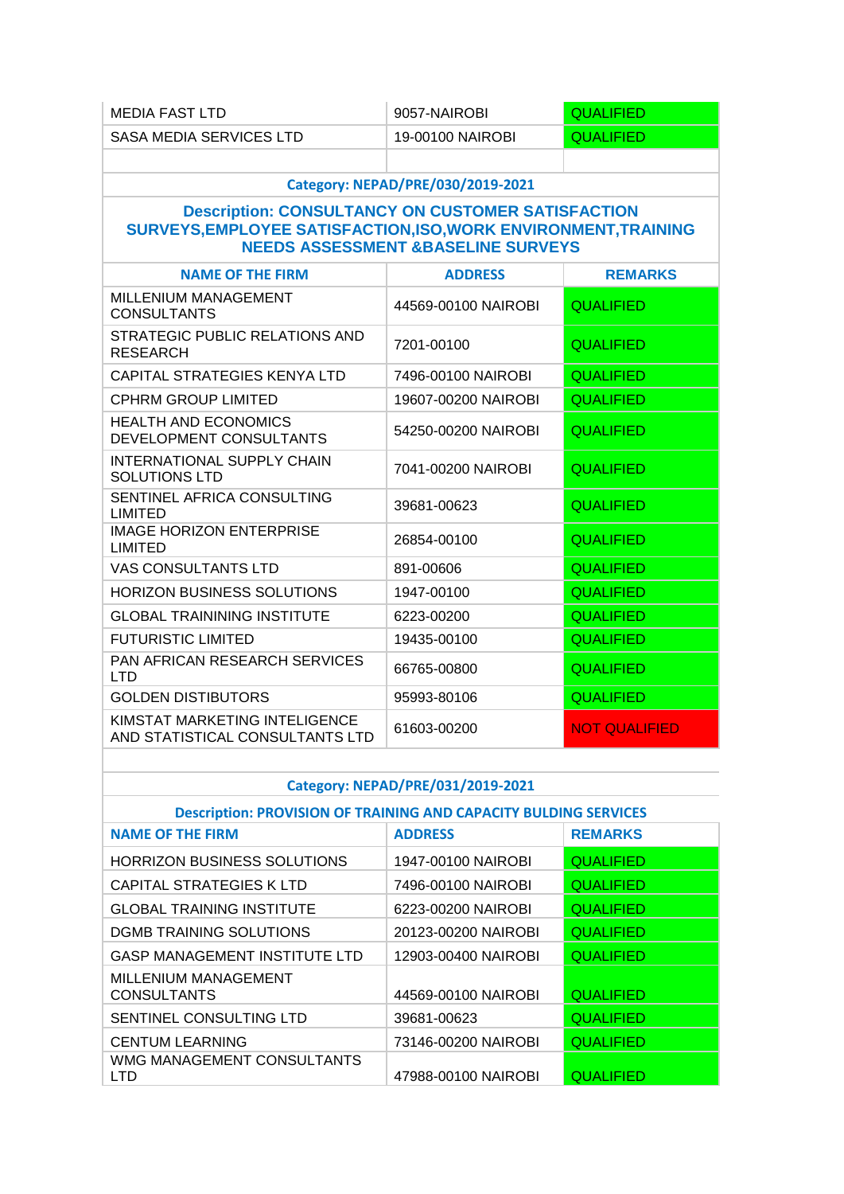| | | |
|---|---|---|
| MEDIA FAST LTD | 9057-NAIROBI | QUALIFIED |
| SASA MEDIA SERVICES LTD | 19-00100 NAIROBI | QUALIFIED |

**Category: NEPAD/PRE/030/2019-2021**

**Description: CONSULTANCY ON CUSTOMER SATISFACTION SURVEYS,EMPLOYEE SATISFACTION,ISO,WORK ENVIRONMENT,TRAINING NEEDS ASSESSMENT &BASELINE SURVEYS**

| NAME OF THE FIRM | ADDRESS | REMARKS |
|---|---|---|
| MILLENIUM MANAGEMENT CONSULTANTS | 44569-00100 NAIROBI | QUALIFIED |
| STRATEGIC PUBLIC RELATIONS AND RESEARCH | 7201-00100 | QUALIFIED |
| CAPITAL STRATEGIES KENYA LTD | 7496-00100 NAIROBI | QUALIFIED |
| CPHRM GROUP LIMITED | 19607-00200 NAIROBI | QUALIFIED |
| HEALTH AND ECONOMICS DEVELOPMENT CONSULTANTS | 54250-00200 NAIROBI | QUALIFIED |
| INTERNATIONAL SUPPLY CHAIN SOLUTIONS LTD | 7041-00200 NAIROBI | QUALIFIED |
| SENTINEL AFRICA CONSULTING LIMITED | 39681-00623 | QUALIFIED |
| IMAGE HORIZON ENTERPRISE LIMITED | 26854-00100 | QUALIFIED |
| VAS CONSULTANTS LTD | 891-00606 | QUALIFIED |
| HORIZON BUSINESS SOLUTIONS | 1947-00100 | QUALIFIED |
| GLOBAL TRAINING INSTITUTE | 6223-00200 | QUALIFIED |
| FUTURISTIC LIMITED | 19435-00100 | QUALIFIED |
| PAN AFRICAN RESEARCH SERVICES LTD | 66765-00800 | QUALIFIED |
| GOLDEN DISTIBUTORS | 95993-80106 | QUALIFIED |
| KIMSTAT MARKETING INTELIGENCE AND STATISTICAL CONSULTANTS LTD | 61603-00200 | NOT QUALIFIED |

**Category: NEPAD/PRE/031/2019-2021**

**Description: PROVISION OF TRAINING AND CAPACITY BULDING SERVICES**

| NAME OF THE FIRM | ADDRESS | REMARKS |
|---|---|---|
| HORRIZON BUSINESS SOLUTIONS | 1947-00100 NAIROBI | QUALIFIED |
| CAPITAL STRATEGIES K LTD | 7496-00100 NAIROBI | QUALIFIED |
| GLOBAL TRAINING INSTITUTE | 6223-00200 NAIROBI | QUALIFIED |
| DGMB TRAINING SOLUTIONS | 20123-00200 NAIROBI | QUALIFIED |
| GASP MANAGEMENT INSTITUTE LTD | 12903-00400 NAIROBI | QUALIFIED |
| MILLENIUM MANAGEMENT CONSULTANTS | 44569-00100 NAIROBI | QUALIFIED |
| SENTINEL CONSULTING LTD | 39681-00623 | QUALIFIED |
| CENTUM LEARNING | 73146-00200 NAIROBI | QUALIFIED |
| WMG MANAGEMENT CONSULTANTS LTD | 47988-00100 NAIROBI | QUALIFIED |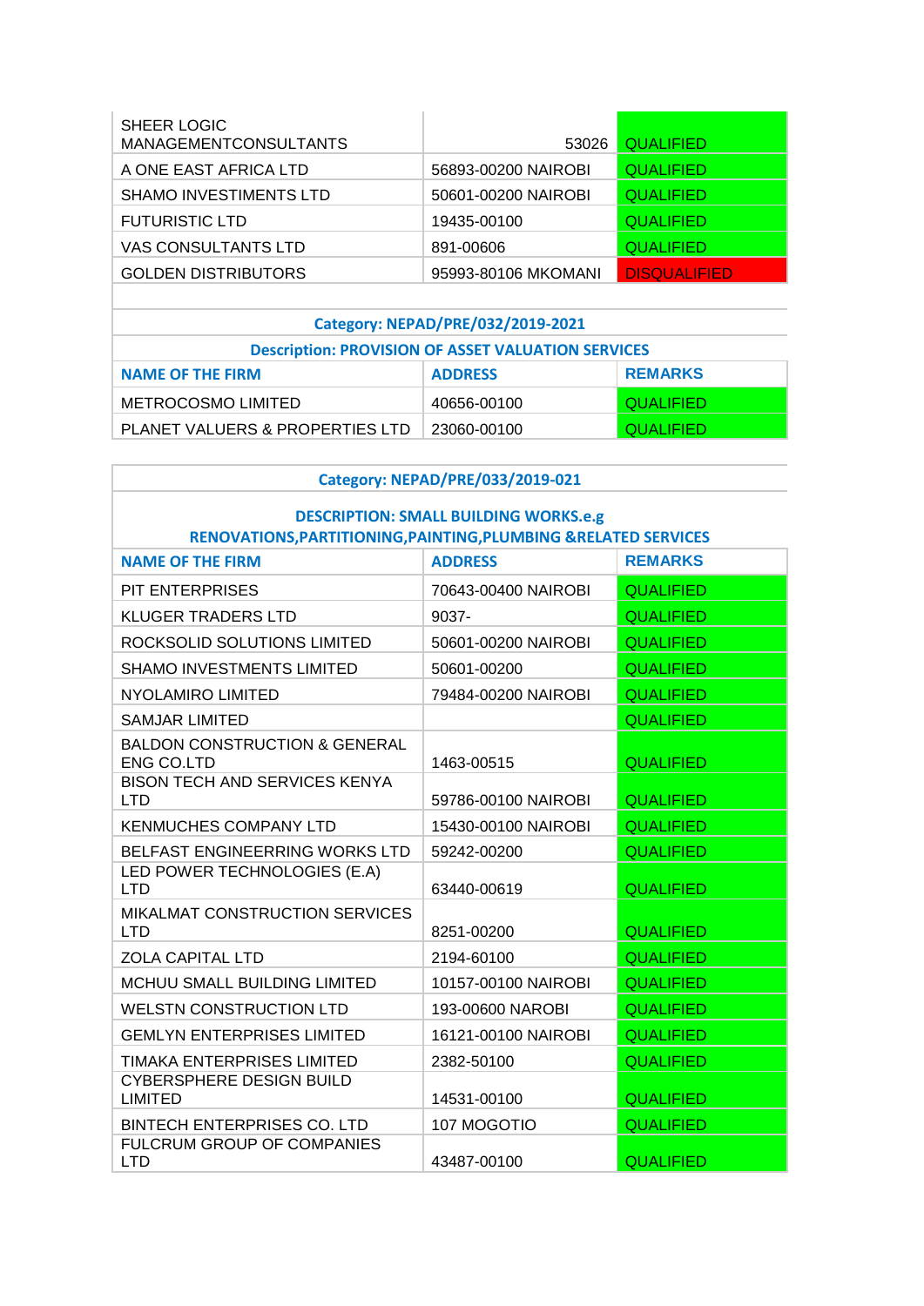| | | |
|---|---|---|
| SHEER LOGIC MANAGEMENTCONSULTANTS | 53026 | QUALIFIED |
| A ONE EAST AFRICA LTD | 56893-00200 NAIROBI | QUALIFIED |
| SHAMO INVESTIMENTS LTD | 50601-00200 NAIROBI | QUALIFIED |
| FUTURISTIC LTD | 19435-00100 | QUALIFIED |
| VAS CONSULTANTS LTD | 891-00606 | QUALIFIED |
| GOLDEN DISTRIBUTORS | 95993-80106 MKOMANI | DISQUALIFIED |

**Category: NEPAD/PRE/032/2019-2021**

**Description: PROVISION OF ASSET VALUATION SERVICES**

| NAME OF THE FIRM | ADDRESS | REMARKS |
|---|---|---|
| METROCOSMO LIMITED | 40656-00100 | QUALIFIED |
| PLANET VALUERS & PROPERTIES LTD | 23060-00100 | QUALIFIED |

**Category: NEPAD/PRE/033/2019-021**

**DESCRIPTION: SMALL BUILDING WORKS.e.g RENOVATIONS,PARTITIONING,PAINTING,PLUMBING &RELATED SERVICES**

| NAME OF THE FIRM | ADDRESS | REMARKS |
|---|---|---|
| PIT ENTERPRISES | 70643-00400 NAIROBI | QUALIFIED |
| KLUGER TRADERS LTD | 9037- | QUALIFIED |
| ROCKSOLID SOLUTIONS LIMITED | 50601-00200 NAIROBI | QUALIFIED |
| SHAMO INVESTMENT LIMITED | 50601-00200 | QUALIFIED |
| NYOLAMIRO LIMITED | 79484-00200 NAIROBI | QUALIFIED |
| SAMJAR LIMITED | | QUALIFIED |
| BALDON CONSTRUCTION & GENERAL ENG CO.LTD | 1463-00515 | QUALIFIED |
| BISON TECH AND SERVICES KENYA LTD | 59786-00100 NAIROBI | QUALIFIED |
| KENMUCHES COMPANY LTD | 15430-00100 NAIROBI | QUALIFIED |
| BELFAST ENGINEERRING WORKS LTD | 59242-00200 | QUALIFIED |
| LED POWER TECHNOLOGIES (E.A) LTD | 63440-00619 | QUALIFIED |
| MIKALMAT CONSTRUCTION SERVICES LTD | 8251-00200 | QUALIFIED |
| ZOLA CAPITAL LTD | 2194-60100 | QUALIFIED |
| MCHUU SMALL BUILDING LIMITED | 10157-00100 NAIROBI | QUALIFIED |
| WELSTN CONSTRUCTION LTD | 193-00600 NAROBI | QUALIFIED |
| GEMLYN ENTERPRISES LIMITED | 16121-00100 NAIROBI | QUALIFIED |
| TIMAKA ENTERPRISES LIMITED | 2382-50100 | QUALIFIED |
| CYBERSPHERE DESIGN BUILD LIMITED | 14531-00100 | QUALIFIED |
| BINTECH ENTERPRISES CO. LTD | 107 MOGOTIO | QUALIFIED |
| FULCRUM GROUP OF COMPANIES LTD | 43487-00100 | QUALIFIED |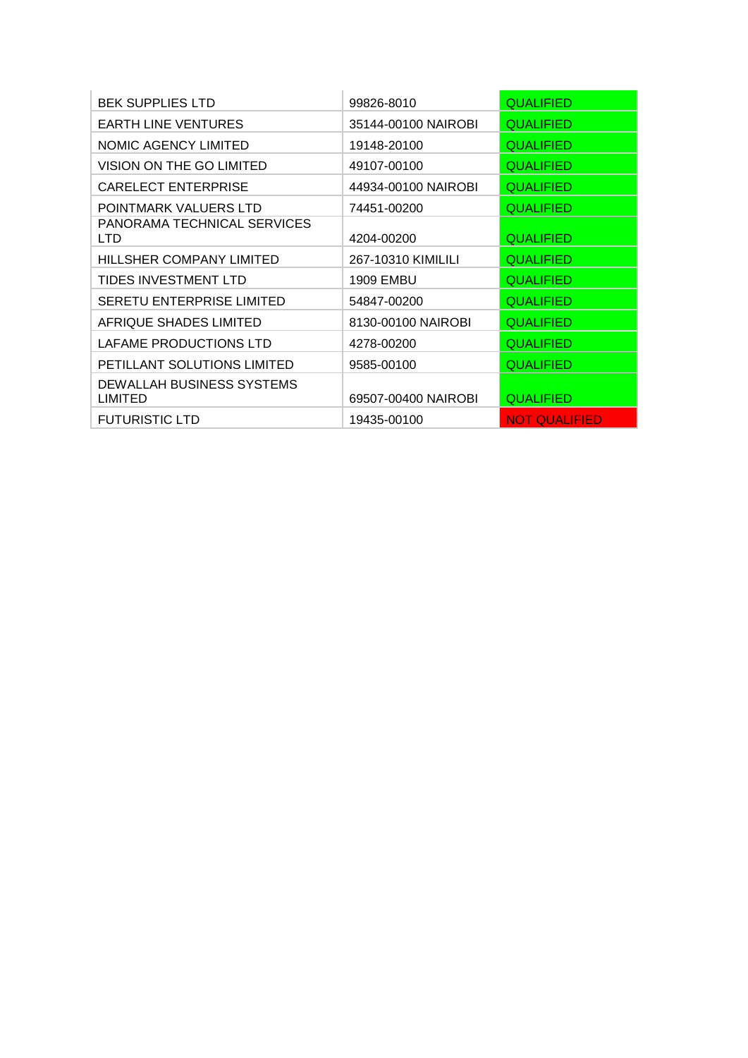| | | |
|---|---|---|
| BEK SUPPLIES LTD | 99826-8010 | QUALIFIED |
| EARTH LINE VENTURES | 35144-00100 NAIROBI | QUALIFIED |
| NOMIC AGENCY LIMITED | 19148-20100 | QUALIFIED |
| VISION ON THE GO LIMITED | 49107-00100 | QUALIFIED |
| CARELECT ENTERPRISE | 44934-00100 NAIROBI | QUALIFIED |
| POINTMARK VALUERS LTD | 74451-00200 | QUALIFIED |
| PANORAMA TECHNICAL SERVICES LTD | 4204-00200 | QUALIFIED |
| HILLSHER COMPANY LIMITED | 267-10310 KIMILILI | QUALIFIED |
| TIDES INVESTMENT LTD | 1909 EMBU | QUALIFIED |
| SERETU ENTERPRISE LIMITED | 54847-00200 | QUALIFIED |
| AFRIQUE SHADES LIMITED | 8130-00100 NAIROBI | QUALIFIED |
| LAFAME PRODUCTIONS LTD | 4278-00200 | QUALIFIED |
| PETILLANT SOLUTIONS LIMITED | 9585-00100 | QUALIFIED |
| DEWALLAH BUSINESS SYSTEMS LIMITED | 69507-00400 NAIROBI | QUALIFIED |
| FUTURISTIC LTD | 19435-00100 | NOT QUALIFIED |